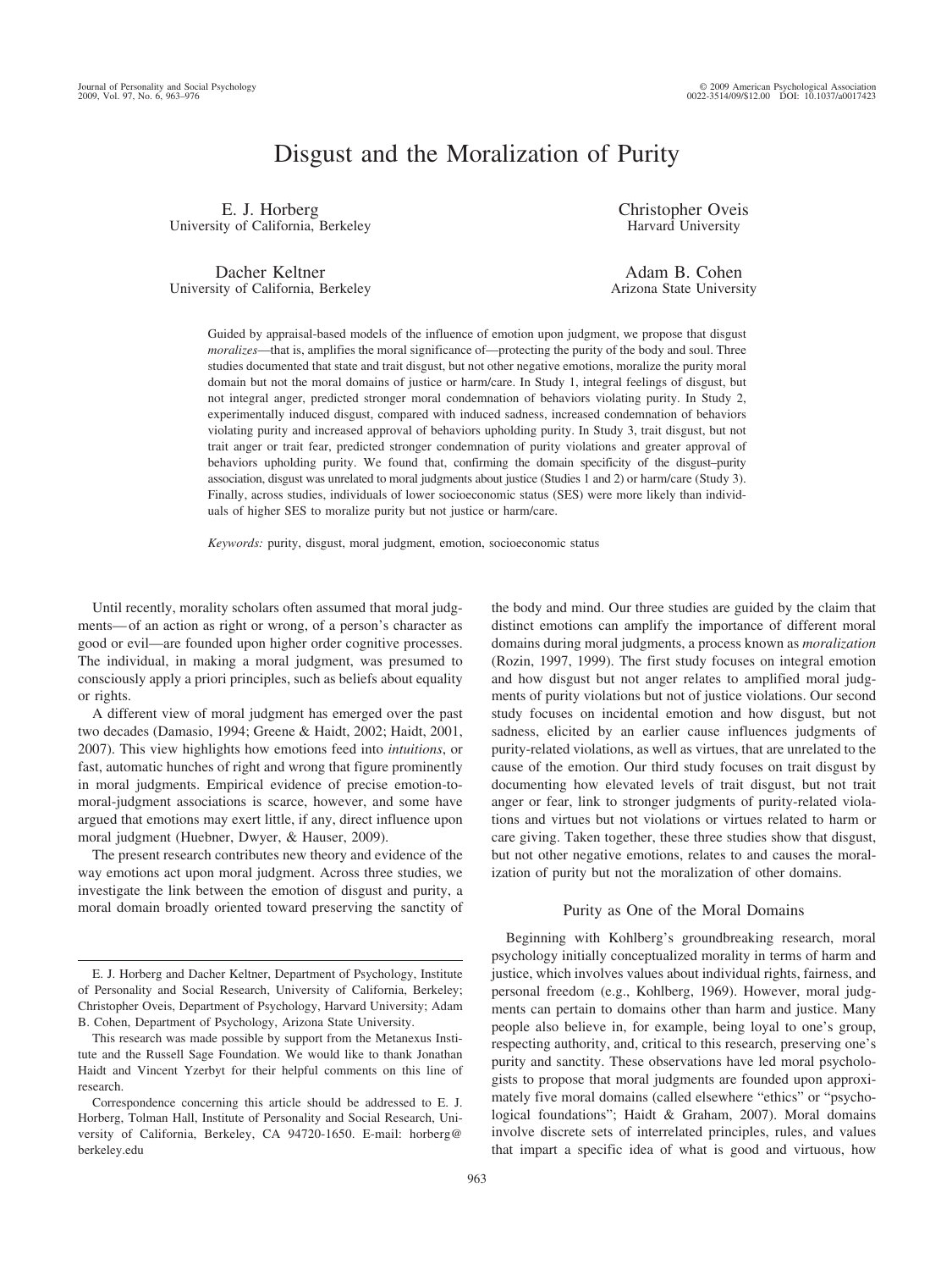# Disgust and the Moralization of Purity

E. J. Horberg
University of California, Berkeley

Christopher Oveis
Harvard University

Dacher Keltner
University of California, Berkeley

Adam B. Cohen
Arizona State University

Guided by appraisal-based models of the influence of emotion upon judgment, we propose that disgust *moralizes*—that is, amplifies the moral significance of—protecting the purity of the body and soul. Three studies documented that state and trait disgust, but not other negative emotions, moralize the purity moral domain but not the moral domains of justice or harm/care. In Study 1, integral feelings of disgust, but not integral anger, predicted stronger moral condemnation of behaviors violating purity. In Study 2, experimentally induced disgust, compared with induced sadness, increased condemnation of behaviors violating purity and increased approval of behaviors upholding purity. In Study 3, trait disgust, but not trait anger or trait fear, predicted stronger condemnation of purity violations and greater approval of behaviors upholding purity. We found that, confirming the domain specificity of the disgust–purity association, disgust was unrelated to moral judgments about justice (Studies 1 and 2) or harm/care (Study 3). Finally, across studies, individuals of lower socioeconomic status (SES) were more likely than individuals of higher SES to moralize purity but not justice or harm/care.

*Keywords:* purity, disgust, moral judgment, emotion, socioeconomic status

Until recently, morality scholars often assumed that moral judgments—of an action as right or wrong, of a person's character as good or evil—are founded upon higher order cognitive processes. The individual, in making a moral judgment, was presumed to consciously apply a priori principles, such as beliefs about equality or rights.

A different view of moral judgment has emerged over the past two decades (Damasio, 1994; Greene & Haidt, 2002; Haidt, 2001, 2007). This view highlights how emotions feed into *intuitions*, or fast, automatic hunches of right and wrong that figure prominently in moral judgments. Empirical evidence of precise emotion-to-moral-judgment associations is scarce, however, and some have argued that emotions may exert little, if any, direct influence upon moral judgment (Huebner, Dwyer, & Hauser, 2009).

The present research contributes new theory and evidence of the way emotions act upon moral judgment. Across three studies, we investigate the link between the emotion of disgust and purity, a moral domain broadly oriented toward preserving the sanctity of the body and mind. Our three studies are guided by the claim that distinct emotions can amplify the importance of different moral domains during moral judgments, a process known as *moralization* (Rozin, 1997, 1999). The first study focuses on integral emotion and how disgust but not anger relates to amplified moral judgments of purity violations but not of justice violations. Our second study focuses on incidental emotion and how disgust, but not sadness, elicited by an earlier cause influences judgments of purity-related violations, as well as virtues, that are unrelated to the cause of the emotion. Our third study focuses on trait disgust by documenting how elevated levels of trait disgust, but not trait anger or fear, link to stronger judgments of purity-related violations and virtues but not violations or virtues related to harm or care giving. Taken together, these three studies show that disgust, but not other negative emotions, relates to and causes the moralization of purity but not the moralization of other domains.

## Purity as One of the Moral Domains

Beginning with Kohlberg's groundbreaking research, moral psychology initially conceptualized morality in terms of harm and justice, which involves values about individual rights, fairness, and personal freedom (e.g., Kohlberg, 1969). However, moral judgments can pertain to domains other than harm and justice. Many people also believe in, for example, being loyal to one's group, respecting authority, and, critical to this research, preserving one's purity and sanctity. These observations have led moral psychologists to propose that moral judgments are founded upon approximately five moral domains (called elsewhere "ethics" or "psychological foundations"; Haidt & Graham, 2007). Moral domains involve discrete sets of interrelated principles, rules, and values that impart a specific idea of what is good and virtuous, how

E. J. Horberg and Dacher Keltner, Department of Psychology, Institute of Personality and Social Research, University of California, Berkeley; Christopher Oveis, Department of Psychology, Harvard University; Adam B. Cohen, Department of Psychology, Arizona State University.

This research was made possible by support from the Metanexus Institute and the Russell Sage Foundation. We would like to thank Jonathan Haidt and Vincent Yzerbyt for their helpful comments on this line of research.

Correspondence concerning this article should be addressed to E. J. Horberg, Tolman Hall, Institute of Personality and Social Research, University of California, Berkeley, CA 94720-1650. E-mail: horberg@berkeley.edu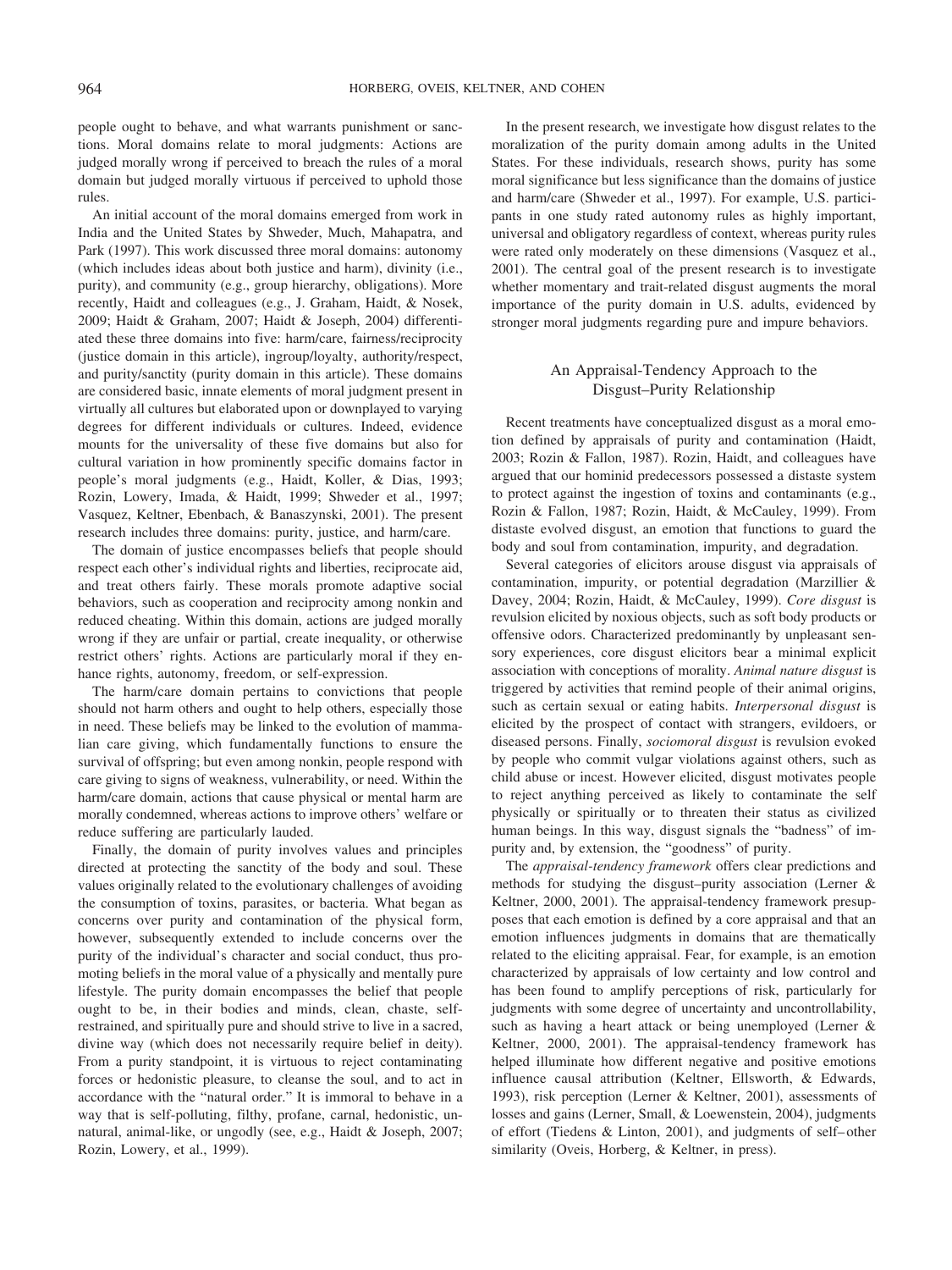people ought to behave, and what warrants punishment or sanctions. Moral domains relate to moral judgments: Actions are judged morally wrong if perceived to breach the rules of a moral domain but judged morally virtuous if perceived to uphold those rules.

An initial account of the moral domains emerged from work in India and the United States by Shweder, Much, Mahapatra, and Park (1997). This work discussed three moral domains: autonomy (which includes ideas about both justice and harm), divinity (i.e., purity), and community (e.g., group hierarchy, obligations). More recently, Haidt and colleagues (e.g., J. Graham, Haidt, & Nosek, 2009; Haidt & Graham, 2007; Haidt & Joseph, 2004) differentiated these three domains into five: harm/care, fairness/reciprocity (justice domain in this article), ingroup/loyalty, authority/respect, and purity/sanctity (purity domain in this article). These domains are considered basic, innate elements of moral judgment present in virtually all cultures but elaborated upon or downplayed to varying degrees for different individuals or cultures. Indeed, evidence mounts for the universality of these five domains but also for cultural variation in how prominently specific domains factor in people's moral judgments (e.g., Haidt, Koller, & Dias, 1993; Rozin, Lowery, Imada, & Haidt, 1999; Shweder et al., 1997; Vasquez, Keltner, Ebenbach, & Banaszynski, 2001). The present research includes three domains: purity, justice, and harm/care.

The domain of justice encompasses beliefs that people should respect each other's individual rights and liberties, reciprocate aid, and treat others fairly. These morals promote adaptive social behaviors, such as cooperation and reciprocity among nonkin and reduced cheating. Within this domain, actions are judged morally wrong if they are unfair or partial, create inequality, or otherwise restrict others' rights. Actions are particularly moral if they enhance rights, autonomy, freedom, or self-expression.

The harm/care domain pertains to convictions that people should not harm others and ought to help others, especially those in need. These beliefs may be linked to the evolution of mammalian care giving, which fundamentally functions to ensure the survival of offspring; but even among nonkin, people respond with care giving to signs of weakness, vulnerability, or need. Within the harm/care domain, actions that cause physical or mental harm are morally condemned, whereas actions to improve others' welfare or reduce suffering are particularly lauded.

Finally, the domain of purity involves values and principles directed at protecting the sanctity of the body and soul. These values originally related to the evolutionary challenges of avoiding the consumption of toxins, parasites, or bacteria. What began as concerns over purity and contamination of the physical form, however, subsequently extended to include concerns over the purity of the individual's character and social conduct, thus promoting beliefs in the moral value of a physically and mentally pure lifestyle. The purity domain encompasses the belief that people ought to be, in their bodies and minds, clean, chaste, self-restrained, and spiritually pure and should strive to live in a sacred, divine way (which does not necessarily require belief in deity). From a purity standpoint, it is virtuous to reject contaminating forces or hedonistic pleasure, to cleanse the soul, and to act in accordance with the "natural order." It is immoral to behave in a way that is self-polluting, filthy, profane, carnal, hedonistic, unnatural, animal-like, or ungodly (see, e.g., Haidt & Joseph, 2007; Rozin, Lowery, et al., 1999).

In the present research, we investigate how disgust relates to the moralization of the purity domain among adults in the United States. For these individuals, research shows, purity has some moral significance but less significance than the domains of justice and harm/care (Shweder et al., 1997). For example, U.S. participants in one study rated autonomy rules as highly important, universal and obligatory regardless of context, whereas purity rules were rated only moderately on these dimensions (Vasquez et al., 2001). The central goal of the present research is to investigate whether momentary and trait-related disgust augments the moral importance of the purity domain in U.S. adults, evidenced by stronger moral judgments regarding pure and impure behaviors.

## An Appraisal-Tendency Approach to the Disgust–Purity Relationship

Recent treatments have conceptualized disgust as a moral emotion defined by appraisals of purity and contamination (Haidt, 2003; Rozin & Fallon, 1987). Rozin, Haidt, and colleagues have argued that our hominid predecessors possessed a distaste system to protect against the ingestion of toxins and contaminants (e.g., Rozin & Fallon, 1987; Rozin, Haidt, & McCauley, 1999). From distaste evolved disgust, an emotion that functions to guard the body and soul from contamination, impurity, and degradation.

Several categories of elicitors arouse disgust via appraisals of contamination, impurity, or potential degradation (Marzillier & Davey, 2004; Rozin, Haidt, & McCauley, 1999). *Core disgust* is revulsion elicited by noxious objects, such as soft body products or offensive odors. Characterized predominantly by unpleasant sensory experiences, core disgust elicitors bear a minimal explicit association with conceptions of morality. *Animal nature disgust* is triggered by activities that remind people of their animal origins, such as certain sexual or eating habits. *Interpersonal disgust* is elicited by the prospect of contact with strangers, evildoers, or diseased persons. Finally, *sociomoral disgust* is revulsion evoked by people who commit vulgar violations against others, such as child abuse or incest. However elicited, disgust motivates people to reject anything perceived as likely to contaminate the self physically or spiritually or to threaten their status as civilized human beings. In this way, disgust signals the "badness" of impurity and, by extension, the "goodness" of purity.

The *appraisal-tendency framework* offers clear predictions and methods for studying the disgust–purity association (Lerner & Keltner, 2000, 2001). The appraisal-tendency framework presupposes that each emotion is defined by a core appraisal and that an emotion influences judgments in domains that are thematically related to the eliciting appraisal. Fear, for example, is an emotion characterized by appraisals of low certainty and low control and has been found to amplify perceptions of risk, particularly for judgments with some degree of uncertainty and uncontrollability, such as having a heart attack or being unemployed (Lerner & Keltner, 2000, 2001). The appraisal-tendency framework has helped illuminate how different negative and positive emotions influence causal attribution (Keltner, Ellsworth, & Edwards, 1993), risk perception (Lerner & Keltner, 2001), assessments of losses and gains (Lerner, Small, & Loewenstein, 2004), judgments of effort (Tiedens & Linton, 2001), and judgments of self–other similarity (Oveis, Horberg, & Keltner, in press).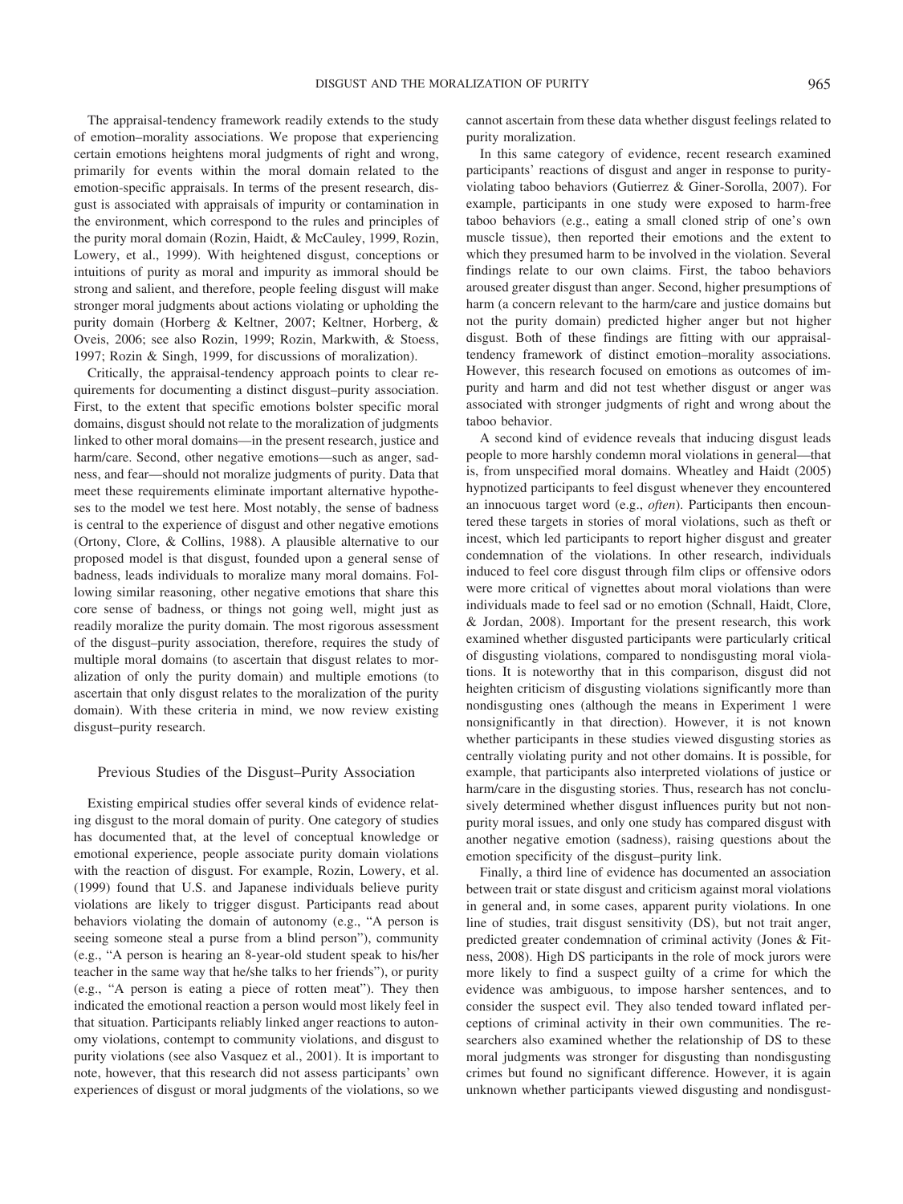The appraisal-tendency framework readily extends to the study of emotion–morality associations. We propose that experiencing certain emotions heightens moral judgments of right and wrong, primarily for events within the moral domain related to the emotion-specific appraisals. In terms of the present research, disgust is associated with appraisals of impurity or contamination in the environment, which correspond to the rules and principles of the purity moral domain (Rozin, Haidt, & McCauley, 1999, Rozin, Lowery, et al., 1999). With heightened disgust, conceptions or intuitions of purity as moral and impurity as immoral should be strong and salient, and therefore, people feeling disgust will make stronger moral judgments about actions violating or upholding the purity domain (Horberg & Keltner, 2007; Keltner, Horberg, & Oveis, 2006; see also Rozin, 1999; Rozin, Markwith, & Stoess, 1997; Rozin & Singh, 1999, for discussions of moralization).

Critically, the appraisal-tendency approach points to clear requirements for documenting a distinct disgust–purity association. First, to the extent that specific emotions bolster specific moral domains, disgust should not relate to the moralization of judgments linked to other moral domains—in the present research, justice and harm/care. Second, other negative emotions—such as anger, sadness, and fear—should not moralize judgments of purity. Data that meet these requirements eliminate important alternative hypotheses to the model we test here. Most notably, the sense of badness is central to the experience of disgust and other negative emotions (Ortony, Clore, & Collins, 1988). A plausible alternative to our proposed model is that disgust, founded upon a general sense of badness, leads individuals to moralize many moral domains. Following similar reasoning, other negative emotions that share this core sense of badness, or things not going well, might just as readily moralize the purity domain. The most rigorous assessment of the disgust–purity association, therefore, requires the study of multiple moral domains (to ascertain that disgust relates to moralization of only the purity domain) and multiple emotions (to ascertain that only disgust relates to the moralization of the purity domain). With these criteria in mind, we now review existing disgust–purity research.

## Previous Studies of the Disgust–Purity Association

Existing empirical studies offer several kinds of evidence relating disgust to the moral domain of purity. One category of studies has documented that, at the level of conceptual knowledge or emotional experience, people associate purity domain violations with the reaction of disgust. For example, Rozin, Lowery, et al. (1999) found that U.S. and Japanese individuals believe purity violations are likely to trigger disgust. Participants read about behaviors violating the domain of autonomy (e.g., "A person is seeing someone steal a purse from a blind person"), community (e.g., "A person is hearing an 8-year-old student speak to his/her teacher in the same way that he/she talks to her friends"), or purity (e.g., "A person is eating a piece of rotten meat"). They then indicated the emotional reaction a person would most likely feel in that situation. Participants reliably linked anger reactions to autonomy violations, contempt to community violations, and disgust to purity violations (see also Vasquez et al., 2001). It is important to note, however, that this research did not assess participants' own experiences of disgust or moral judgments of the violations, so we cannot ascertain from these data whether disgust feelings related to purity moralization.

In this same category of evidence, recent research examined participants' reactions of disgust and anger in response to purity-violating taboo behaviors (Gutierrez & Giner-Sorolla, 2007). For example, participants in one study were exposed to harm-free taboo behaviors (e.g., eating a small cloned strip of one's own muscle tissue), then reported their emotions and the extent to which they presumed harm to be involved in the violation. Several findings relate to our own claims. First, the taboo behaviors aroused greater disgust than anger. Second, higher presumptions of harm (a concern relevant to the harm/care and justice domains but not the purity domain) predicted higher anger but not higher disgust. Both of these findings are fitting with our appraisal-tendency framework of distinct emotion–morality associations. However, this research focused on emotions as outcomes of impurity and harm and did not test whether disgust or anger was associated with stronger judgments of right and wrong about the taboo behavior.

A second kind of evidence reveals that inducing disgust leads people to more harshly condemn moral violations in general—that is, from unspecified moral domains. Wheatley and Haidt (2005) hypnotized participants to feel disgust whenever they encountered an innocuous target word (e.g., *often*). Participants then encountered these targets in stories of moral violations, such as theft or incest, which led participants to report higher disgust and greater condemnation of the violations. In other research, individuals induced to feel core disgust through film clips or offensive odors were more critical of vignettes about moral violations than were individuals made to feel sad or no emotion (Schnall, Haidt, Clore, & Jordan, 2008). Important for the present research, this work examined whether disgusted participants were particularly critical of disgusting violations, compared to nondisgusting moral violations. It is noteworthy that in this comparison, disgust did not heighten criticism of disgusting violations significantly more than nondisgusting ones (although the means in Experiment 1 were nonsignificantly in that direction). However, it is not known whether participants in these studies viewed disgusting stories as centrally violating purity and not other domains. It is possible, for example, that participants also interpreted violations of justice or harm/care in the disgusting stories. Thus, research has not conclusively determined whether disgust influences purity but not nonpurity moral issues, and only one study has compared disgust with another negative emotion (sadness), raising questions about the emotion specificity of the disgust–purity link.

Finally, a third line of evidence has documented an association between trait or state disgust and criticism against moral violations in general and, in some cases, apparent purity violations. In one line of studies, trait disgust sensitivity (DS), but not trait anger, predicted greater condemnation of criminal activity (Jones & Fitness, 2008). High DS participants in the role of mock jurors were more likely to find a suspect guilty of a crime for which the evidence was ambiguous, to impose harsher sentences, and to consider the suspect evil. They also tended toward inflated perceptions of criminal activity in their own communities. The researchers also examined whether the relationship of DS to these moral judgments was stronger for disgusting than nondisgusting crimes but found no significant difference. However, it is again unknown whether participants viewed disgusting and nondisgust-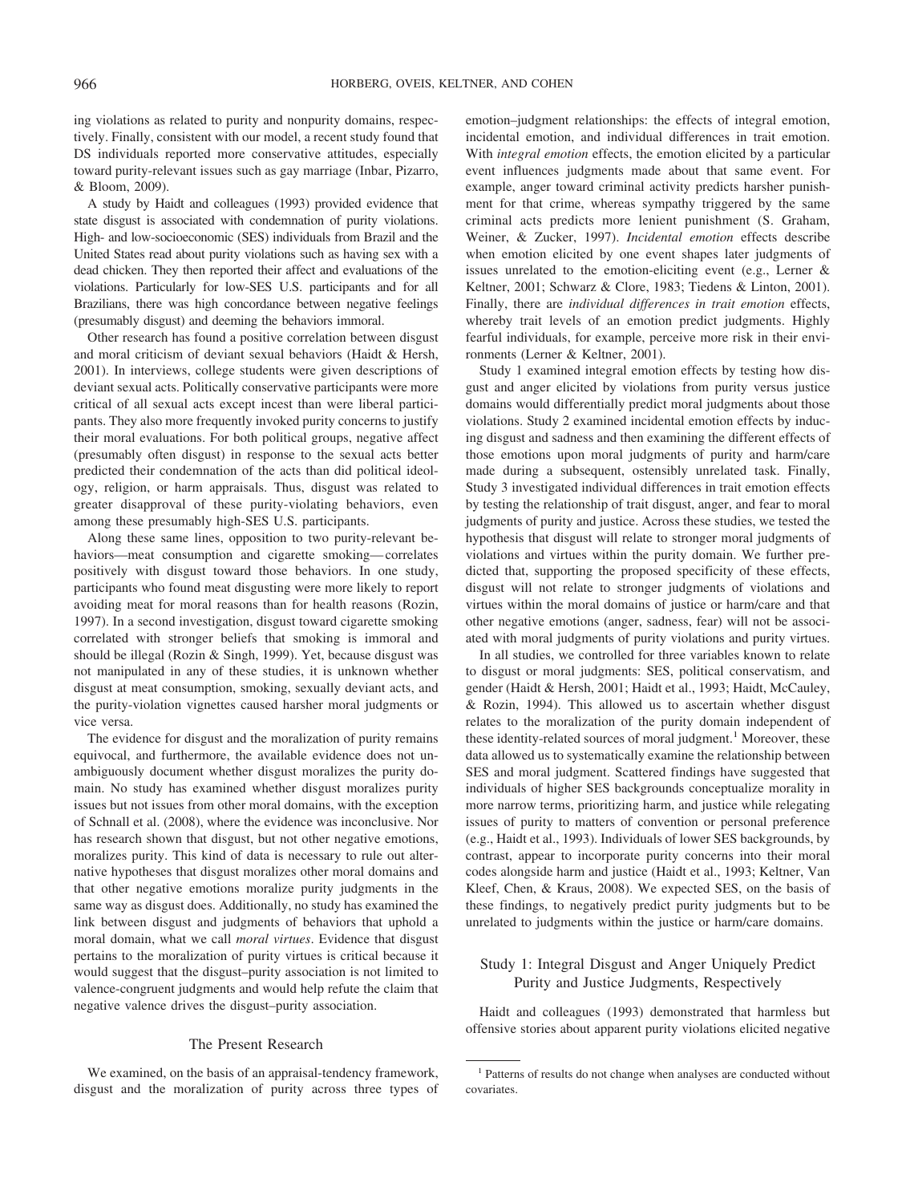ing violations as related to purity and nonpurity domains, respectively. Finally, consistent with our model, a recent study found that DS individuals reported more conservative attitudes, especially toward purity-relevant issues such as gay marriage (Inbar, Pizarro, & Bloom, 2009).

A study by Haidt and colleagues (1993) provided evidence that state disgust is associated with condemnation of purity violations. High- and low-socioeconomic (SES) individuals from Brazil and the United States read about purity violations such as having sex with a dead chicken. They then reported their affect and evaluations of the violations. Particularly for low-SES U.S. participants and for all Brazilians, there was high concordance between negative feelings (presumably disgust) and deeming the behaviors immoral.

Other research has found a positive correlation between disgust and moral criticism of deviant sexual behaviors (Haidt & Hersh, 2001). In interviews, college students were given descriptions of deviant sexual acts. Politically conservative participants were more critical of all sexual acts except incest than were liberal participants. They also more frequently invoked purity concerns to justify their moral evaluations. For both political groups, negative affect (presumably often disgust) in response to the sexual acts better predicted their condemnation of the acts than did political ideology, religion, or harm appraisals. Thus, disgust was related to greater disapproval of these purity-violating behaviors, even among these presumably high-SES U.S. participants.

Along these same lines, opposition to two purity-relevant behaviors—meat consumption and cigarette smoking—correlates positively with disgust toward those behaviors. In one study, participants who found meat disgusting were more likely to report avoiding meat for moral reasons than for health reasons (Rozin, 1997). In a second investigation, disgust toward cigarette smoking correlated with stronger beliefs that smoking is immoral and should be illegal (Rozin & Singh, 1999). Yet, because disgust was not manipulated in any of these studies, it is unknown whether disgust at meat consumption, smoking, sexually deviant acts, and the purity-violation vignettes caused harsher moral judgments or vice versa.

The evidence for disgust and the moralization of purity remains equivocal, and furthermore, the available evidence does not unambiguously document whether disgust moralizes the purity domain. No study has examined whether disgust moralizes purity issues but not issues from other moral domains, with the exception of Schnall et al. (2008), where the evidence was inconclusive. Nor has research shown that disgust, but not other negative emotions, moralizes purity. This kind of data is necessary to rule out alternative hypotheses that disgust moralizes other moral domains and that other negative emotions moralize purity judgments in the same way as disgust does. Additionally, no study has examined the link between disgust and judgments of behaviors that uphold a moral domain, what we call *moral virtues*. Evidence that disgust pertains to the moralization of purity virtues is critical because it would suggest that the disgust–purity association is not limited to valence-congruent judgments and would help refute the claim that negative valence drives the disgust–purity association.

## The Present Research

We examined, on the basis of an appraisal-tendency framework, disgust and the moralization of purity across three types of emotion–judgment relationships: the effects of integral emotion, incidental emotion, and individual differences in trait emotion. With *integral emotion* effects, the emotion elicited by a particular event influences judgments made about that same event. For example, anger toward criminal activity predicts harsher punishment for that crime, whereas sympathy triggered by the same criminal acts predicts more lenient punishment (S. Graham, Weiner, & Zucker, 1997). *Incidental emotion* effects describe when emotion elicited by one event shapes later judgments of issues unrelated to the emotion-eliciting event (e.g., Lerner & Keltner, 2001; Schwarz & Clore, 1983; Tiedens & Linton, 2001). Finally, there are *individual differences in trait emotion* effects, whereby trait levels of an emotion predict judgments. Highly fearful individuals, for example, perceive more risk in their environments (Lerner & Keltner, 2001).

Study 1 examined integral emotion effects by testing how disgust and anger elicited by violations from purity versus justice domains would differentially predict moral judgments about those violations. Study 2 examined incidental emotion effects by inducing disgust and sadness and then examining the different effects of those emotions upon moral judgments of purity and harm/care made during a subsequent, ostensibly unrelated task. Finally, Study 3 investigated individual differences in trait emotion effects by testing the relationship of trait disgust, anger, and fear to moral judgments of purity and justice. Across these studies, we tested the hypothesis that disgust will relate to stronger moral judgments of violations and virtues within the purity domain. We further predicted that, supporting the proposed specificity of these effects, disgust will not relate to stronger judgments of violations and virtues within the moral domains of justice or harm/care and that other negative emotions (anger, sadness, fear) will not be associated with moral judgments of purity violations and purity virtues.

In all studies, we controlled for three variables known to relate to disgust or moral judgments: SES, political conservatism, and gender (Haidt & Hersh, 2001; Haidt et al., 1993; Haidt, McCauley, & Rozin, 1994). This allowed us to ascertain whether disgust relates to the moralization of the purity domain independent of these identity-related sources of moral judgment.[1] Moreover, these data allowed us to systematically examine the relationship between SES and moral judgment. Scattered findings have suggested that individuals of higher SES backgrounds conceptualize morality in more narrow terms, prioritizing harm, and justice while relegating issues of purity to matters of convention or personal preference (e.g., Haidt et al., 1993). Individuals of lower SES backgrounds, by contrast, appear to incorporate purity concerns into their moral codes alongside harm and justice (Haidt et al., 1993; Keltner, Van Kleef, Chen, & Kraus, 2008). We expected SES, on the basis of these findings, to negatively predict purity judgments but to be unrelated to judgments within the justice or harm/care domains.

## Study 1: Integral Disgust and Anger Uniquely Predict Purity and Justice Judgments, Respectively

Haidt and colleagues (1993) demonstrated that harmless but offensive stories about apparent purity violations elicited negative

[1] Patterns of results do not change when analyses are conducted without covariates.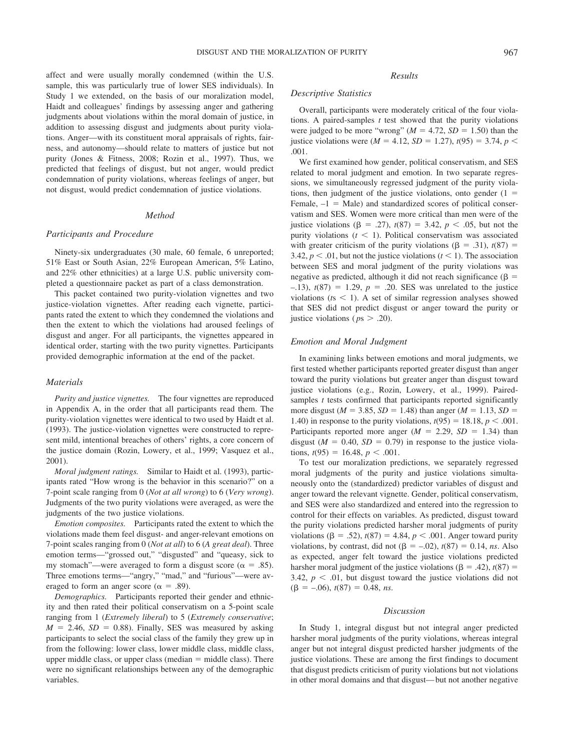affect and were usually morally condemned (within the U.S. sample, this was particularly true of lower SES individuals). In Study 1 we extended, on the basis of our moralization model, Haidt and colleagues' findings by assessing anger and gathering judgments about violations within the moral domain of justice, in addition to assessing disgust and judgments about purity violations. Anger—with its constituent moral appraisals of rights, fairness, and autonomy—should relate to matters of justice but not purity (Jones & Fitness, 2008; Rozin et al., 1997). Thus, we predicted that feelings of disgust, but not anger, would predict condemnation of purity violations, whereas feelings of anger, but not disgust, would predict condemnation of justice violations.

## Method

### Participants and Procedure

Ninety-six undergraduates (30 male, 60 female, 6 unreported; 51% East or South Asian, 22% European American, 5% Latino, and 22% other ethnicities) at a large U.S. public university completed a questionnaire packet as part of a class demonstration.

This packet contained two purity-violation vignettes and two justice-violation vignettes. After reading each vignette, participants rated the extent to which they condemned the violations and then the extent to which the violations had aroused feelings of disgust and anger. For all participants, the vignettes appeared in identical order, starting with the two purity vignettes. Participants provided demographic information at the end of the packet.

### Materials

*Purity and justice vignettes.* The four vignettes are reproduced in Appendix A, in the order that all participants read them. The purity-violation vignettes were identical to two used by Haidt et al. (1993). The justice-violation vignettes were constructed to represent mild, intentional breaches of others' rights, a core concern of the justice domain (Rozin, Lowery, et al., 1999; Vasquez et al., 2001).

*Moral judgment ratings.* Similar to Haidt et al. (1993), participants rated "How wrong is the behavior in this scenario?" on a 7-point scale ranging from 0 (*Not at all wrong*) to 6 (*Very wrong*). Judgments of the two purity violations were averaged, as were the judgments of the two justice violations.

*Emotion composites.* Participants rated the extent to which the violations made them feel disgust- and anger-relevant emotions on 7-point scales ranging from 0 (*Not at all*) to 6 (*A great deal*). Three emotion terms—"grossed out," "disgusted" and "queasy, sick to my stomach"—were averaged to form a disgust score ($\alpha = .85$). Three emotions terms—"angry," "mad," and "furious"—were averaged to form an anger score ($\alpha = .89$).

*Demographics.* Participants reported their gender and ethnicity and then rated their political conservatism on a 5-point scale ranging from 1 (*Extremely liberal*) to 5 (*Extremely conservative*; $M = 2.46$, $SD = 0.88$). Finally, SES was measured by asking participants to select the social class of the family they grew up in from the following: lower class, lower middle class, middle class, upper middle class, or upper class (median = middle class). There were no significant relationships between any of the demographic variables.

## Results

### Descriptive Statistics

Overall, participants were moderately critical of the four violations. A paired-samples *t* test showed that the purity violations were judged to be more "wrong" ($M = 4.72$, $SD = 1.50$) than the justice violations were ($M = 4.12$, $SD = 1.27$), $t(95) = 3.74$, $p < .001$.

We first examined how gender, political conservatism, and SES related to moral judgment and emotion. In two separate regressions, we simultaneously regressed judgment of the purity violations, then judgment of the justice violations, onto gender (1 = Female, –1 = Male) and standardized scores of political conservatism and SES. Women were more critical than men were of the justice violations ($\beta = .27$), $t(87) = 3.42$, $p < .05$, but not the purity violations ($t < 1$). Political conservatism was associated with greater criticism of the purity violations ($\beta = .31$), $t(87) = 3.42$, $p < .01$, but not the justice violations ($t < 1$). The association between SES and moral judgment of the purity violations was negative as predicted, although it did not reach significance ($\beta = -.13$), $t(87) = 1.29$, $p = .20$. SES was unrelated to the justice violations ($t$s $< 1$). A set of similar regression analyses showed that SES did not predict disgust or anger toward the purity or justice violations ($p$s $> .20$).

### Emotion and Moral Judgment

In examining links between emotions and moral judgments, we first tested whether participants reported greater disgust than anger toward the purity violations but greater anger than disgust toward justice violations (e.g., Rozin, Lowery, et al., 1999). Paired-samples *t* tests confirmed that participants reported significantly more disgust ($M = 3.85$, $SD = 1.48$) than anger ($M = 1.13$, $SD = 1.40$) in response to the purity violations, $t(95) = 18.18$, $p < .001$. Participants reported more anger ($M = 2.29$, $SD = 1.34$) than disgust ($M = 0.40$, $SD = 0.79$) in response to the justice violations, $t(95) = 16.48$, $p < .001$.

To test our moralization predictions, we separately regressed moral judgments of the purity and justice violations simultaneously onto the (standardized) predictor variables of disgust and anger toward the relevant vignette. Gender, political conservatism, and SES were also standardized and entered into the regression to control for their effects on variables. As predicted, disgust toward the purity violations predicted harsher moral judgments of purity violations ($\beta = .52$), $t(87) = 4.84$, $p < .001$. Anger toward purity violations, by contrast, did not ($\beta = -.02$), $t(87) = 0.14$, *ns*. Also as expected, anger felt toward the justice violations predicted harsher moral judgment of the justice violations ($\beta = .42$), $t(87) = 3.42$, $p < .01$, but disgust toward the justice violations did not ($\beta = -.06$), $t(87) = 0.48$, *ns*.

## Discussion

In Study 1, integral disgust but not integral anger predicted harsher moral judgments of the purity violations, whereas integral anger but not integral disgust predicted harsher judgments of the justice violations. These are among the first findings to document that disgust predicts criticism of purity violations but not violations in other moral domains and that disgust—but not another negative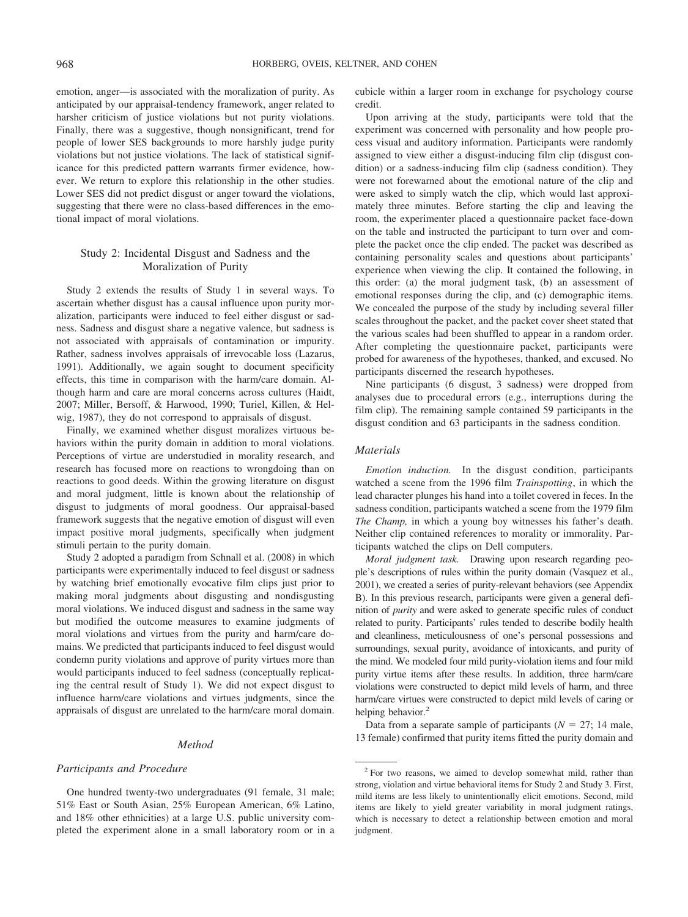emotion, anger—is associated with the moralization of purity. As anticipated by our appraisal-tendency framework, anger related to harsher criticism of justice violations but not purity violations. Finally, there was a suggestive, though nonsignificant, trend for people of lower SES backgrounds to more harshly judge purity violations but not justice violations. The lack of statistical significance for this predicted pattern warrants firmer evidence, however. We return to explore this relationship in the other studies. Lower SES did not predict disgust or anger toward the violations, suggesting that there were no class-based differences in the emotional impact of moral violations.

## Study 2: Incidental Disgust and Sadness and the Moralization of Purity

Study 2 extends the results of Study 1 in several ways. To ascertain whether disgust has a causal influence upon purity moralization, participants were induced to feel either disgust or sadness. Sadness and disgust share a negative valence, but sadness is not associated with appraisals of contamination or impurity. Rather, sadness involves appraisals of irrevocable loss (Lazarus, 1991). Additionally, we again sought to document specificity effects, this time in comparison with the harm/care domain. Although harm and care are moral concerns across cultures (Haidt, 2007; Miller, Bersoff, & Harwood, 1990; Turiel, Killen, & Helwig, 1987), they do not correspond to appraisals of disgust.

Finally, we examined whether disgust moralizes virtuous behaviors within the purity domain in addition to moral violations. Perceptions of virtue are understudied in morality research, and research has focused more on reactions to wrongdoing than on reactions to good deeds. Within the growing literature on disgust and moral judgment, little is known about the relationship of disgust to judgments of moral goodness. Our appraisal-based framework suggests that the negative emotion of disgust will even impact positive moral judgments, specifically when judgment stimuli pertain to the purity domain.

Study 2 adopted a paradigm from Schnall et al. (2008) in which participants were experimentally induced to feel disgust or sadness by watching brief emotionally evocative film clips just prior to making moral judgments about disgusting and nondisgusting moral violations. We induced disgust and sadness in the same way but modified the outcome measures to examine judgments of moral violations and virtues from the purity and harm/care domains. We predicted that participants induced to feel disgust would condemn purity violations and approve of purity virtues more than would participants induced to feel sadness (conceptually replicating the central result of Study 1). We did not expect disgust to influence harm/care violations and virtues judgments, since the appraisals of disgust are unrelated to the harm/care moral domain.

### Method

#### Participants and Procedure

One hundred twenty-two undergraduates (91 female, 31 male; 51% East or South Asian, 25% European American, 6% Latino, and 18% other ethnicities) at a large U.S. public university completed the experiment alone in a small laboratory room or in a cubicle within a larger room in exchange for psychology course credit.

Upon arriving at the study, participants were told that the experiment was concerned with personality and how people process visual and auditory information. Participants were randomly assigned to view either a disgust-inducing film clip (disgust condition) or a sadness-inducing film clip (sadness condition). They were not forewarned about the emotional nature of the clip and were asked to simply watch the clip, which would last approximately three minutes. Before starting the clip and leaving the room, the experimenter placed a questionnaire packet face-down on the table and instructed the participant to turn over and complete the packet once the clip ended. The packet was described as containing personality scales and questions about participants' experience when viewing the clip. It contained the following, in this order: (a) the moral judgment task, (b) an assessment of emotional responses during the clip, and (c) demographic items. We concealed the purpose of the study by including several filler scales throughout the packet, and the packet cover sheet stated that the various scales had been shuffled to appear in a random order. After completing the questionnaire packet, participants were probed for awareness of the hypotheses, thanked, and excused. No participants discerned the research hypotheses.

Nine participants (6 disgust, 3 sadness) were dropped from analyses due to procedural errors (e.g., interruptions during the film clip). The remaining sample contained 59 participants in the disgust condition and 63 participants in the sadness condition.

#### Materials

*Emotion induction.* In the disgust condition, participants watched a scene from the 1996 film *Trainspotting*, in which the lead character plunges his hand into a toilet covered in feces. In the sadness condition, participants watched a scene from the 1979 film *The Champ,* in which a young boy witnesses his father's death. Neither clip contained references to morality or immorality. Participants watched the clips on Dell computers.

*Moral judgment task.* Drawing upon research regarding people's descriptions of rules within the purity domain (Vasquez et al., 2001), we created a series of purity-relevant behaviors (see Appendix B). In this previous research, participants were given a general definition of *purity* and were asked to generate specific rules of conduct related to purity. Participants' rules tended to describe bodily health and cleanliness, meticulousness of one's personal possessions and surroundings, sexual purity, avoidance of intoxicants, and purity of the mind. We modeled four mild purity-violation items and four mild purity virtue items after these results. In addition, three harm/care violations were constructed to depict mild levels of harm, and three harm/care virtues were constructed to depict mild levels of caring or helping behavior.[2]

Data from a separate sample of participants ($N = 27$; 14 male, 13 female) confirmed that purity items fitted the purity domain and

[2] For two reasons, we aimed to develop somewhat mild, rather than strong, violation and virtue behavioral items for Study 2 and Study 3. First, mild items are less likely to unintentionally elicit emotions. Second, mild items are likely to yield greater variability in moral judgment ratings, which is necessary to detect a relationship between emotion and moral judgment.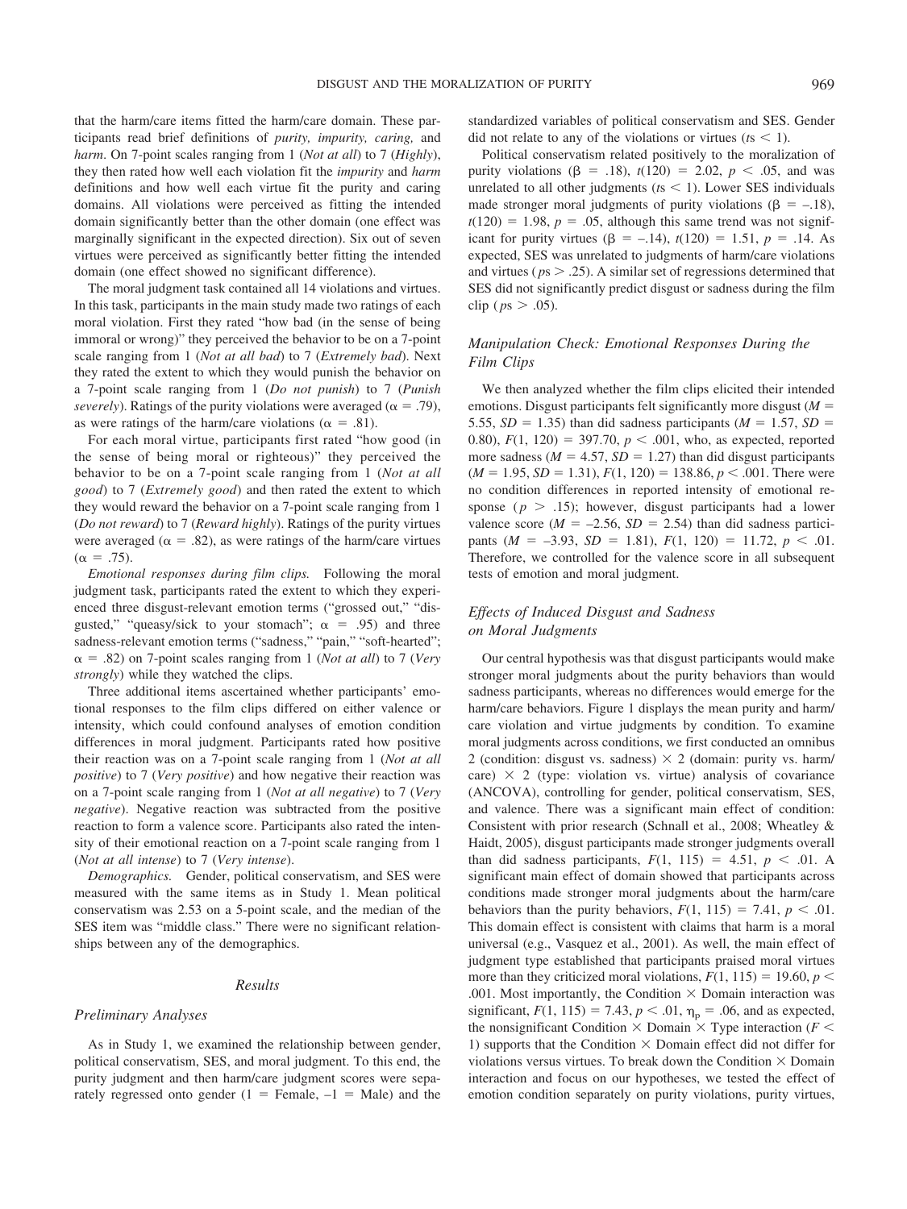that the harm/care items fitted the harm/care domain. These participants read brief definitions of *purity, impurity, caring,* and *harm*. On 7-point scales ranging from 1 (*Not at all*) to 7 (*Highly*), they then rated how well each violation fit the *impurity* and *harm* definitions and how well each virtue fit the purity and caring domains. All violations were perceived as fitting the intended domain significantly better than the other domain (one effect was marginally significant in the expected direction). Six out of seven virtues were perceived as significantly better fitting the intended domain (one effect showed no significant difference).

The moral judgment task contained all 14 violations and virtues. In this task, participants in the main study made two ratings of each moral violation. First they rated "how bad (in the sense of being immoral or wrong)" they perceived the behavior to be on a 7-point scale ranging from 1 (*Not at all bad*) to 7 (*Extremely bad*). Next they rated the extent to which they would punish the behavior on a 7-point scale ranging from 1 (*Do not punish*) to 7 (*Punish severely*). Ratings of the purity violations were averaged ($\alpha = .79$), as were ratings of the harm/care violations ($\alpha = .81$).

For each moral virtue, participants first rated "how good (in the sense of being moral or righteous)" they perceived the behavior to be on a 7-point scale ranging from 1 (*Not at all good*) to 7 (*Extremely good*) and then rated the extent to which they would reward the behavior on a 7-point scale ranging from 1 (*Do not reward*) to 7 (*Reward highly*). Ratings of the purity virtues were averaged ($\alpha = .82$), as were ratings of the harm/care virtues ($\alpha = .75$).

*Emotional responses during film clips.* Following the moral judgment task, participants rated the extent to which they experienced three disgust-relevant emotion terms ("grossed out," "disgusted," "queasy/sick to your stomach"; $\alpha = .95$) and three sadness-relevant emotion terms ("sadness," "pain," "soft-hearted"; $\alpha = .82$) on 7-point scales ranging from 1 (*Not at all*) to 7 (*Very strongly*) while they watched the clips.

Three additional items ascertained whether participants' emotional responses to the film clips differed on either valence or intensity, which could confound analyses of emotion condition differences in moral judgment. Participants rated how positive their reaction was on a 7-point scale ranging from 1 (*Not at all positive*) to 7 (*Very positive*) and how negative their reaction was on a 7-point scale ranging from 1 (*Not at all negative*) to 7 (*Very negative*). Negative reaction was subtracted from the positive reaction to form a valence score. Participants also rated the intensity of their emotional reaction on a 7-point scale ranging from 1 (*Not at all intense*) to 7 (*Very intense*).

*Demographics.* Gender, political conservatism, and SES were measured with the same items as in Study 1. Mean political conservatism was 2.53 on a 5-point scale, and the median of the SES item was "middle class." There were no significant relationships between any of the demographics.

### Results

#### Preliminary Analyses

As in Study 1, we examined the relationship between gender, political conservatism, SES, and moral judgment. To this end, the purity judgment and then harm/care judgment scores were separately regressed onto gender (1 = Female, –1 = Male) and the standardized variables of political conservatism and SES. Gender did not relate to any of the violations or virtues ($t$s $< 1$).

Political conservatism related positively to the moralization of purity violations ($\beta = .18$), $t(120) = 2.02$, $p < .05$, and was unrelated to all other judgments ($t$s $< 1$). Lower SES individuals made stronger moral judgments of purity violations ($\beta = -.18$), $t(120) = 1.98$, $p = .05$, although this same trend was not significant for purity virtues ($\beta = -.14$), $t(120) = 1.51$, $p = .14$. As expected, SES was unrelated to judgments of harm/care violations and virtues ($p$s $> .25$). A similar set of regressions determined that SES did not significantly predict disgust or sadness during the film clip ($p$s $> .05$).

#### Manipulation Check: Emotional Responses During the Film Clips

We then analyzed whether the film clips elicited their intended emotions. Disgust participants felt significantly more disgust ($M = 5.55$, $SD = 1.35$) than did sadness participants ($M = 1.57$, $SD = 0.80$), $F(1, 120) = 397.70$, $p < .001$, who, as expected, reported more sadness ($M = 4.57$, $SD = 1.27$) than did disgust participants ($M = 1.95$, $SD = 1.31$), $F(1, 120) = 138.86$, $p < .001$. There were no condition differences in reported intensity of emotional response ($p > .15$); however, disgust participants had a lower valence score ($M = -2.56$, $SD = 2.54$) than did sadness participants ($M = -3.93$, $SD = 1.81$), $F(1, 120) = 11.72$, $p < .01$. Therefore, we controlled for the valence score in all subsequent tests of emotion and moral judgment.

#### Effects of Induced Disgust and Sadness on Moral Judgments

Our central hypothesis was that disgust participants would make stronger moral judgments about the purity behaviors than would sadness participants, whereas no differences would emerge for the harm/care behaviors. Figure 1 displays the mean purity and harm/care violation and virtue judgments by condition. To examine moral judgments across conditions, we first conducted an omnibus 2 (condition: disgust vs. sadness) $\times$ 2 (domain: purity vs. harm/care) $\times$ 2 (type: violation vs. virtue) analysis of covariance (ANCOVA), controlling for gender, political conservatism, SES, and valence. There was a significant main effect of condition: Consistent with prior research (Schnall et al., 2008; Wheatley & Haidt, 2005), disgust participants made stronger judgments overall than did sadness participants, $F(1, 115) = 4.51$, $p < .01$. A significant main effect of domain showed that participants across conditions made stronger moral judgments about the harm/care behaviors than the purity behaviors, $F(1, 115) = 7.41$, $p < .01$. This domain effect is consistent with claims that harm is a moral universal (e.g., Vasquez et al., 2001). As well, the main effect of judgment type established that participants praised moral virtues more than they criticized moral violations, $F(1, 115) = 19.60$, $p < .001$. Most importantly, the Condition $\times$ Domain interaction was significant, $F(1, 115) = 7.43$, $p < .01$, $\eta_p = .06$, and as expected, the nonsignificant Condition $\times$ Domain $\times$ Type interaction ($F < 1$) supports that the Condition $\times$ Domain effect did not differ for violations versus virtues. To break down the Condition $\times$ Domain interaction and focus on our hypotheses, we tested the effect of emotion condition separately on purity violations, purity virtues,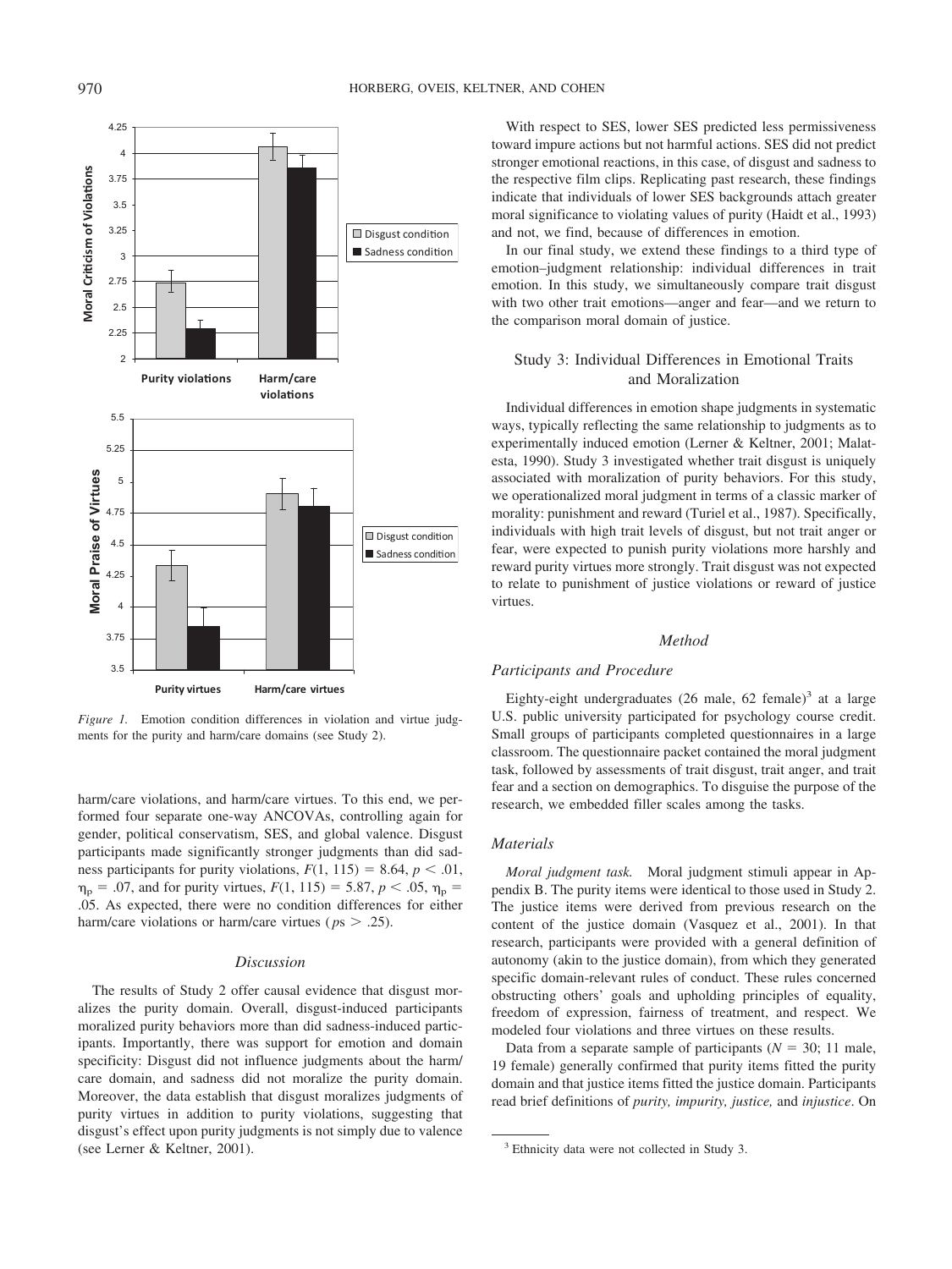*Figure 1.* Emotion condition differences in violation and virtue judgments for the purity and harm/care domains (see Study 2).

harm/care violations, and harm/care virtues. To this end, we performed four separate one-way ANCOVAs, controlling again for gender, political conservatism, SES, and global valence. Disgust participants made significantly stronger judgments than did sadness participants for purity violations, $F(1, 115) = 8.64$, $p < .01$, $\eta_p = .07$, and for purity virtues, $F(1, 115) = 5.87$, $p < .05$, $\eta_p = .05$. As expected, there were no condition differences for either harm/care violations or harm/care virtues ($p$s $> .25$).

### Discussion

The results of Study 2 offer causal evidence that disgust moralizes the purity domain. Overall, disgust-induced participants moralized purity behaviors more than did sadness-induced participants. Importantly, there was support for emotion and domain specificity: Disgust did not influence judgments about the harm/care domain, and sadness did not moralize the purity domain. Moreover, the data establish that disgust moralizes judgments of purity virtues in addition to purity violations, suggesting that disgust's effect upon purity judgments is not simply due to valence (see Lerner & Keltner, 2001).

With respect to SES, lower SES predicted less permissiveness toward impure actions but not harmful actions. SES did not predict stronger emotional reactions, in this case, of disgust and sadness to the respective film clips. Replicating past research, these findings indicate that individuals of lower SES backgrounds attach greater moral significance to violating values of purity (Haidt et al., 1993) and not, we find, because of differences in emotion.

In our final study, we extend these findings to a third type of emotion–judgment relationship: individual differences in trait emotion. In this study, we simultaneously compare trait disgust with two other trait emotions—anger and fear—and we return to the comparison moral domain of justice.

## Study 3: Individual Differences in Emotional Traits and Moralization

Individual differences in emotion shape judgments in systematic ways, typically reflecting the same relationship to judgments as to experimentally induced emotion (Lerner & Keltner, 2001; Malatesta, 1990). Study 3 investigated whether trait disgust is uniquely associated with moralization of purity behaviors. For this study, we operationalized moral judgment in terms of a classic marker of morality: punishment and reward (Turiel et al., 1987). Specifically, individuals with high trait levels of disgust, but not trait anger or fear, were expected to punish purity violations more harshly and reward purity virtues more strongly. Trait disgust was not expected to relate to punishment of justice violations or reward of justice virtues.

### Method

#### Participants and Procedure

Eighty-eight undergraduates (26 male, 62 female)[3] at a large U.S. public university participated for psychology course credit. Small groups of participants completed questionnaires in a large classroom. The questionnaire packet contained the moral judgment task, followed by assessments of trait disgust, trait anger, and trait fear and a section on demographics. To disguise the purpose of the research, we embedded filler scales among the tasks.

#### Materials

*Moral judgment task.* Moral judgment stimuli appear in Appendix B. The purity items were identical to those used in Study 2. The justice items were derived from previous research on the content of the justice domain (Vasquez et al., 2001). In that research, participants were provided with a general definition of autonomy (akin to the justice domain), from which they generated specific domain-relevant rules of conduct. These rules concerned obstructing others' goals and upholding principles of equality, freedom of expression, fairness of treatment, and respect. We modeled four violations and three virtues on these results.

Data from a separate sample of participants ($N = 30$; 11 male, 19 female) generally confirmed that purity items fitted the purity domain and that justice items fitted the justice domain. Participants read brief definitions of *purity, impurity, justice,* and *injustice*. On

[3] Ethnicity data were not collected in Study 3.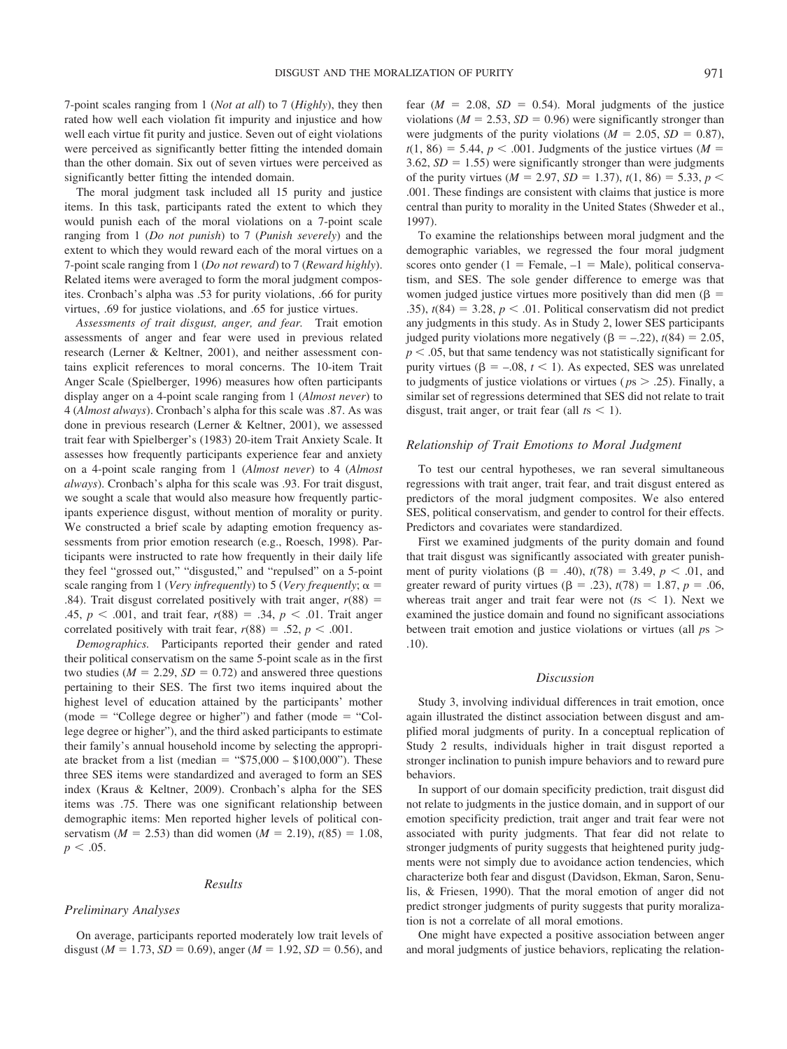7-point scales ranging from 1 (*Not at all*) to 7 (*Highly*), they then rated how well each violation fit impurity and injustice and how well each virtue fit purity and justice. Seven out of eight violations were perceived as significantly better fitting the intended domain than the other domain. Six out of seven virtues were perceived as significantly better fitting the intended domain.

The moral judgment task included all 15 purity and justice items. In this task, participants rated the extent to which they would punish each of the moral violations on a 7-point scale ranging from 1 (*Do not punish*) to 7 (*Punish severely*) and the extent to which they would reward each of the moral virtues on a 7-point scale ranging from 1 (*Do not reward*) to 7 (*Reward highly*). Related items were averaged to form the moral judgment composites. Cronbach's alpha was .53 for purity violations, .66 for purity virtues, .69 for justice violations, and .65 for justice virtues.

*Assessments of trait disgust, anger, and fear.* Trait emotion assessments of anger and fear were used in previous related research (Lerner & Keltner, 2001), and neither assessment contains explicit references to moral concerns. The 10-item Trait Anger Scale (Spielberger, 1996) measures how often participants display anger on a 4-point scale ranging from 1 (*Almost never*) to 4 (*Almost always*). Cronbach's alpha for this scale was .87. As was done in previous research (Lerner & Keltner, 2001), we assessed trait fear with Spielberger's (1983) 20-item Trait Anxiety Scale. It assesses how frequently participants experience fear and anxiety on a 4-point scale ranging from 1 (*Almost never*) to 4 (*Almost always*). Cronbach's alpha for this scale was .93. For trait disgust, we sought a scale that would also measure how frequently participants experience disgust, without mention of morality or purity. We constructed a brief scale by adapting emotion frequency assessments from prior emotion research (e.g., Roesch, 1998). Participants were instructed to rate how frequently in their daily life they feel "grossed out," "disgusted," and "repulsed" on a 5-point scale ranging from 1 (*Very infrequently*) to 5 (*Very frequently*; $\alpha$ = .84). Trait disgust correlated positively with trait anger, $r(88) = .45$, $p < .001$, and trait fear, $r(88) = .34$, $p < .01$. Trait anger correlated positively with trait fear, $r(88) = .52$, $p < .001$.

*Demographics.* Participants reported their gender and rated their political conservatism on the same 5-point scale as in the first two studies ($M = 2.29$, $SD = 0.72$) and answered three questions pertaining to their SES. The first two items inquired about the highest level of education attained by the participants' mother (mode = "College degree or higher") and father (mode = "College degree or higher"), and the third asked participants to estimate their family's annual household income by selecting the appropriate bracket from a list (median = "$75,000 – $100,000"). These three SES items were standardized and averaged to form an SES index (Kraus & Keltner, 2009). Cronbach's alpha for the SES items was .75. There was one significant relationship between demographic items: Men reported higher levels of political conservatism ($M = 2.53$) than did women ($M = 2.19$), $t(85) = 1.08$, $p < .05$.

## Results

### Preliminary Analyses

On average, participants reported moderately low trait levels of disgust ($M = 1.73$, $SD = 0.69$), anger ($M = 1.92$, $SD = 0.56$), and fear ($M = 2.08$, $SD = 0.54$). Moral judgments of the justice violations ($M = 2.53$, $SD = 0.96$) were significantly stronger than were judgments of the purity violations ($M = 2.05$, $SD = 0.87$), $t(1, 86) = 5.44$, $p < .001$. Judgments of the justice virtues ($M = 3.62$, $SD = 1.55$) were significantly stronger than were judgments of the purity virtues ($M = 2.97$, $SD = 1.37$), $t(1, 86) = 5.33$, $p < .001$. These findings are consistent with claims that justice is more central than purity to morality in the United States (Shweder et al., 1997).

To examine the relationships between moral judgment and the demographic variables, we regressed the four moral judgment scores onto gender (1 = Female, –1 = Male), political conservatism, and SES. The sole gender difference to emerge was that women judged justice virtues more positively than did men ($\beta = .35$), $t(84) = 3.28$, $p < .01$. Political conservatism did not predict any judgments in this study. As in Study 2, lower SES participants judged purity violations more negatively ($\beta = -.22$), $t(84) = 2.05$, $p < .05$, but that same tendency was not statistically significant for purity virtues ($\beta = -.08$, $t < 1$). As expected, SES was unrelated to judgments of justice violations or virtues ($ps > .25$). Finally, a similar set of regressions determined that SES did not relate to trait disgust, trait anger, or trait fear (all $ts < 1$).

### Relationship of Trait Emotions to Moral Judgment

To test our central hypotheses, we ran several simultaneous regressions with trait anger, trait fear, and trait disgust entered as predictors of the moral judgment composites. We also entered SES, political conservatism, and gender to control for their effects. Predictors and covariates were standardized.

First we examined judgments of the purity domain and found that trait disgust was significantly associated with greater punishment of purity violations ($\beta = .40$), $t(78) = 3.49$, $p < .01$, and greater reward of purity virtues ($\beta = .23$), $t(78) = 1.87$, $p = .06$, whereas trait anger and trait fear were not ($ts < 1$). Next we examined the justice domain and found no significant associations between trait emotion and justice violations or virtues (all $ps > .10$).

## Discussion

Study 3, involving individual differences in trait emotion, once again illustrated the distinct association between disgust and amplified moral judgments of purity. In a conceptual replication of Study 2 results, individuals higher in trait disgust reported a stronger inclination to punish impure behaviors and to reward pure behaviors.

In support of our domain specificity prediction, trait disgust did not relate to judgments in the justice domain, and in support of our emotion specificity prediction, trait anger and trait fear were not associated with purity judgments. That fear did not relate to stronger judgments of purity suggests that heightened purity judgments were not simply due to avoidance action tendencies, which characterize both fear and disgust (Davidson, Ekman, Saron, Senulis, & Friesen, 1990). That the moral emotion of anger did not predict stronger judgments of purity suggests that purity moralization is not a correlate of all moral emotions.

One might have expected a positive association between anger and moral judgments of justice behaviors, replicating the relation-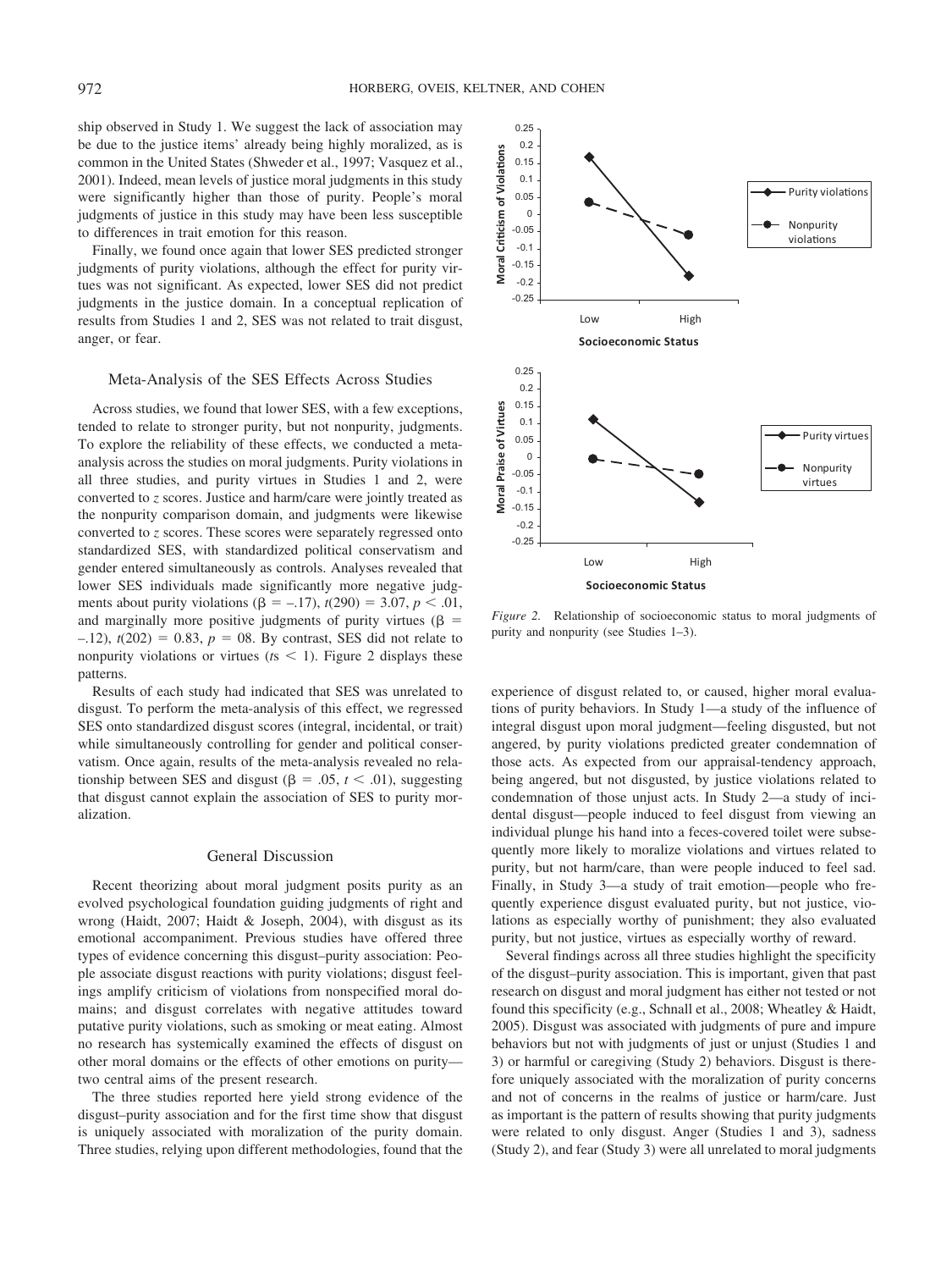ship observed in Study 1. We suggest the lack of association may be due to the justice items' already being highly moralized, as is common in the United States (Shweder et al., 1997; Vasquez et al., 2001). Indeed, mean levels of justice moral judgments in this study were significantly higher than those of purity. People's moral judgments of justice in this study may have been less susceptible to differences in trait emotion for this reason.

Finally, we found once again that lower SES predicted stronger judgments of purity violations, although the effect for purity virtues was not significant. As expected, lower SES did not predict judgments in the justice domain. In a conceptual replication of results from Studies 1 and 2, SES was not related to trait disgust, anger, or fear.

## Meta-Analysis of the SES Effects Across Studies

Across studies, we found that lower SES, with a few exceptions, tended to relate to stronger purity, but not nonpurity, judgments. To explore the reliability of these effects, we conducted a meta-analysis across the studies on moral judgments. Purity violations in all three studies, and purity virtues in Studies 1 and 2, were converted to *z* scores. Justice and harm/care were jointly treated as the nonpurity comparison domain, and judgments were likewise converted to *z* scores. These scores were separately regressed onto standardized SES, with standardized political conservatism and gender entered simultaneously as controls. Analyses revealed that lower SES individuals made significantly more negative judgments about purity violations ($\beta = -.17$), $t(290) = 3.07$, $p < .01$, and marginally more positive judgments of purity virtues ($\beta = -.12$), $t(202) = 0.83$, $p = 08$. By contrast, SES did not relate to nonpurity violations or virtues ($ts < 1$). Figure 2 displays these patterns.

Results of each study had indicated that SES was unrelated to disgust. To perform the meta-analysis of this effect, we regressed SES onto standardized disgust scores (integral, incidental, or trait) while simultaneously controlling for gender and political conservatism. Once again, results of the meta-analysis revealed no relationship between SES and disgust ($\beta = .05$, $t < .01$), suggesting that disgust cannot explain the association of SES to purity moralization.

*Figure 2.* Relationship of socioeconomic status to moral judgments of purity and nonpurity (see Studies 1–3).

## General Discussion

Recent theorizing about moral judgment posits purity as an evolved psychological foundation guiding judgments of right and wrong (Haidt, 2007; Haidt & Joseph, 2004), with disgust as its emotional accompaniment. Previous studies have offered three types of evidence concerning this disgust–purity association: People associate disgust reactions with purity violations; disgust feelings amplify criticism of violations from nonspecified moral domains; and disgust correlates with negative attitudes toward putative purity violations, such as smoking or meat eating. Almost no research has systemically examined the effects of disgust on other moral domains or the effects of other emotions on purity—two central aims of the present research.

The three studies reported here yield strong evidence of the disgust–purity association and for the first time show that disgust is uniquely associated with moralization of the purity domain. Three studies, relying upon different methodologies, found that the experience of disgust related to, or caused, higher moral evaluations of purity behaviors. In Study 1—a study of the influence of integral disgust upon moral judgment—feeling disgusted, but not angered, by purity violations predicted greater condemnation of those acts. As expected from our appraisal-tendency approach, being angered, but not disgusted, by justice violations related to condemnation of those unjust acts. In Study 2—a study of incidental disgust—people induced to feel disgust from viewing an individual plunge his hand into a feces-covered toilet were subsequently more likely to moralize violations and virtues related to purity, but not harm/care, than were people induced to feel sad. Finally, in Study 3—a study of trait emotion—people who frequently experience disgust evaluated purity, but not justice, violations as especially worthy of punishment; they also evaluated purity, but not justice, virtues as especially worthy of reward.

Several findings across all three studies highlight the specificity of the disgust–purity association. This is important, given that past research on disgust and moral judgment has either not tested or not found this specificity (e.g., Schnall et al., 2008; Wheatley & Haidt, 2005). Disgust was associated with judgments of pure and impure behaviors but not with judgments of just or unjust (Studies 1 and 3) or harmful or caregiving (Study 2) behaviors. Disgust is therefore uniquely associated with the moralization of purity concerns and not of concerns in the realms of justice or harm/care. Just as important is the pattern of results showing that purity judgments were related to only disgust. Anger (Studies 1 and 3), sadness (Study 2), and fear (Study 3) were all unrelated to moral judgments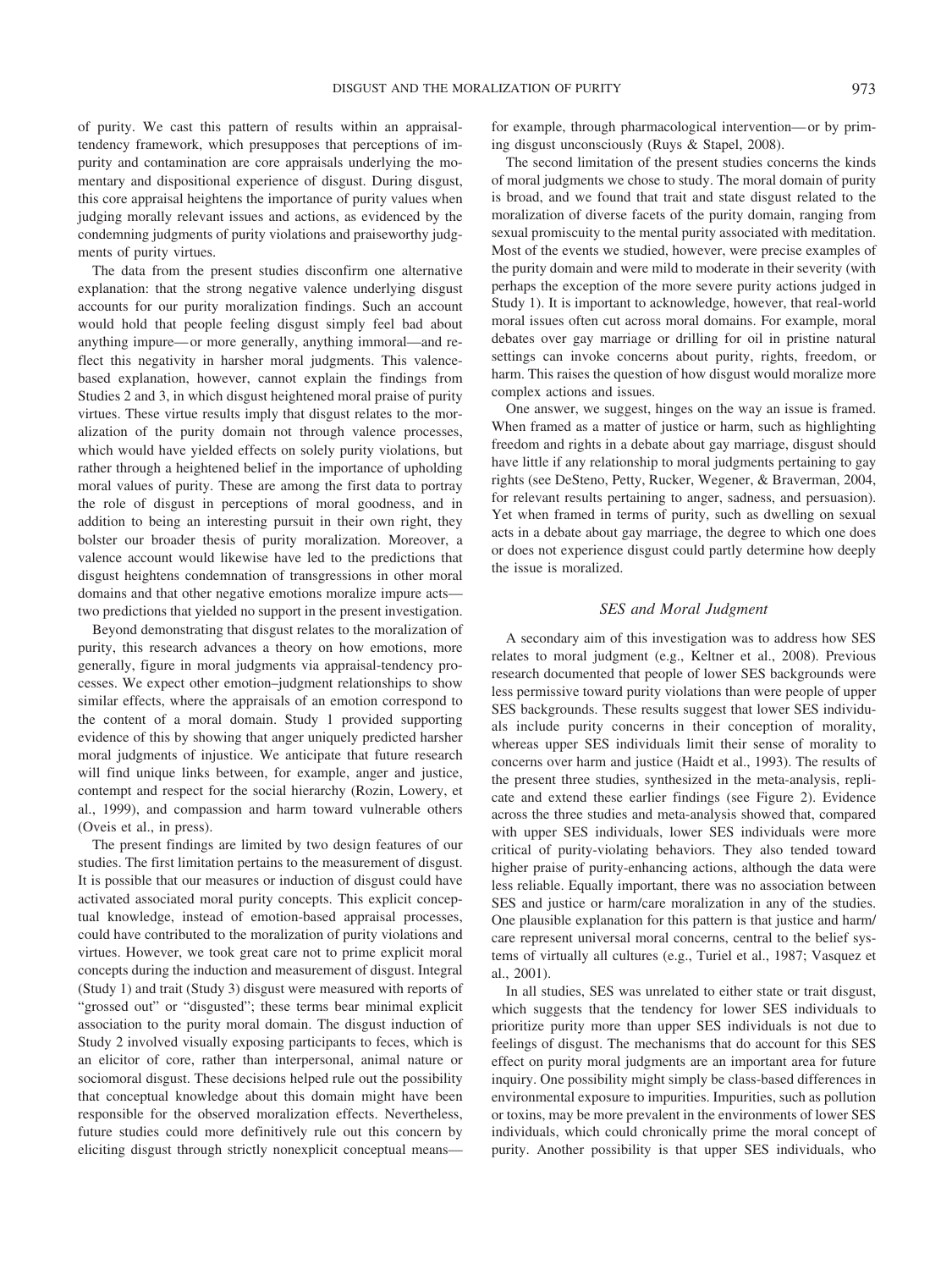of purity. We cast this pattern of results within an appraisal-tendency framework, which presupposes that perceptions of impurity and contamination are core appraisals underlying the momentary and dispositional experience of disgust. During disgust, this core appraisal heightens the importance of purity values when judging morally relevant issues and actions, as evidenced by the condemning judgments of purity violations and praiseworthy judgments of purity virtues.

The data from the present studies disconfirm one alternative explanation: that the strong negative valence underlying disgust accounts for our purity moralization findings. Such an account would hold that people feeling disgust simply feel bad about anything impure—or more generally, anything immoral—and reflect this negativity in harsher moral judgments. This valence-based explanation, however, cannot explain the findings from Studies 2 and 3, in which disgust heightened moral praise of purity virtues. These virtue results imply that disgust relates to the moralization of the purity domain not through valence processes, which would have yielded effects on solely purity violations, but rather through a heightened belief in the importance of upholding moral values of purity. These are among the first data to portray the role of disgust in perceptions of moral goodness, and in addition to being an interesting pursuit in their own right, they bolster our broader thesis of purity moralization. Moreover, a valence account would likewise have led to the predictions that disgust heightens condemnation of transgressions in other moral domains and that other negative emotions moralize impure acts—two predictions that yielded no support in the present investigation.

Beyond demonstrating that disgust relates to the moralization of purity, this research advances a theory on how emotions, more generally, figure in moral judgments via appraisal-tendency processes. We expect other emotion–judgment relationships to show similar effects, where the appraisals of an emotion correspond to the content of a moral domain. Study 1 provided supporting evidence of this by showing that anger uniquely predicted harsher moral judgments of injustice. We anticipate that future research will find unique links between, for example, anger and justice, contempt and respect for the social hierarchy (Rozin, Lowery, et al., 1999), and compassion and harm toward vulnerable others (Oveis et al., in press).

The present findings are limited by two design features of our studies. The first limitation pertains to the measurement of disgust. It is possible that our measures or induction of disgust could have activated associated moral purity concepts. This explicit conceptual knowledge, instead of emotion-based appraisal processes, could have contributed to the moralization of purity violations and virtues. However, we took great care not to prime explicit moral concepts during the induction and measurement of disgust. Integral (Study 1) and trait (Study 3) disgust were measured with reports of "grossed out" or "disgusted"; these terms bear minimal explicit association to the purity moral domain. The disgust induction of Study 2 involved visually exposing participants to feces, which is an elicitor of core, rather than interpersonal, animal nature or sociomoral disgust. These decisions helped rule out the possibility that conceptual knowledge about this domain might have been responsible for the observed moralization effects. Nevertheless, future studies could more definitively rule out this concern by eliciting disgust through strictly nonexplicit conceptual means—for example, through pharmacological intervention—or by priming disgust unconsciously (Ruys & Stapel, 2008).

The second limitation of the present studies concerns the kinds of moral judgments we chose to study. The moral domain of purity is broad, and we found that trait and state disgust related to the moralization of diverse facets of the purity domain, ranging from sexual promiscuity to the mental purity associated with meditation. Most of the events we studied, however, were precise examples of the purity domain and were mild to moderate in their severity (with perhaps the exception of the more severe purity actions judged in Study 1). It is important to acknowledge, however, that real-world moral issues often cut across moral domains. For example, moral debates over gay marriage or drilling for oil in pristine natural settings can invoke concerns about purity, rights, freedom, or harm. This raises the question of how disgust would moralize more complex actions and issues.

One answer, we suggest, hinges on the way an issue is framed. When framed as a matter of justice or harm, such as highlighting freedom and rights in a debate about gay marriage, disgust should have little if any relationship to moral judgments pertaining to gay rights (see DeSteno, Petty, Rucker, Wegener, & Braverman, 2004, for relevant results pertaining to anger, sadness, and persuasion). Yet when framed in terms of purity, such as dwelling on sexual acts in a debate about gay marriage, the degree to which one does or does not experience disgust could partly determine how deeply the issue is moralized.

### *SES and Moral Judgment*

A secondary aim of this investigation was to address how SES relates to moral judgment (e.g., Keltner et al., 2008). Previous research documented that people of lower SES backgrounds were less permissive toward purity violations than were people of upper SES backgrounds. These results suggest that lower SES individuals include purity concerns in their conception of morality, whereas upper SES individuals limit their sense of morality to concerns over harm and justice (Haidt et al., 1993). The results of the present three studies, synthesized in the meta-analysis, replicate and extend these earlier findings (see Figure 2). Evidence across the three studies and meta-analysis showed that, compared with upper SES individuals, lower SES individuals were more critical of purity-violating behaviors. They also tended toward higher praise of purity-enhancing actions, although the data were less reliable. Equally important, there was no association between SES and justice or harm/care moralization in any of the studies. One plausible explanation for this pattern is that justice and harm/care represent universal moral concerns, central to the belief systems of virtually all cultures (e.g., Turiel et al., 1987; Vasquez et al., 2001).

In all studies, SES was unrelated to either state or trait disgust, which suggests that the tendency for lower SES individuals to prioritize purity more than upper SES individuals is not due to feelings of disgust. The mechanisms that do account for this SES effect on purity moral judgments are an important area for future inquiry. One possibility might simply be class-based differences in environmental exposure to impurities. Impurities, such as pollution or toxins, may be more prevalent in the environments of lower SES individuals, which could chronically prime the moral concept of purity. Another possibility is that upper SES individuals, who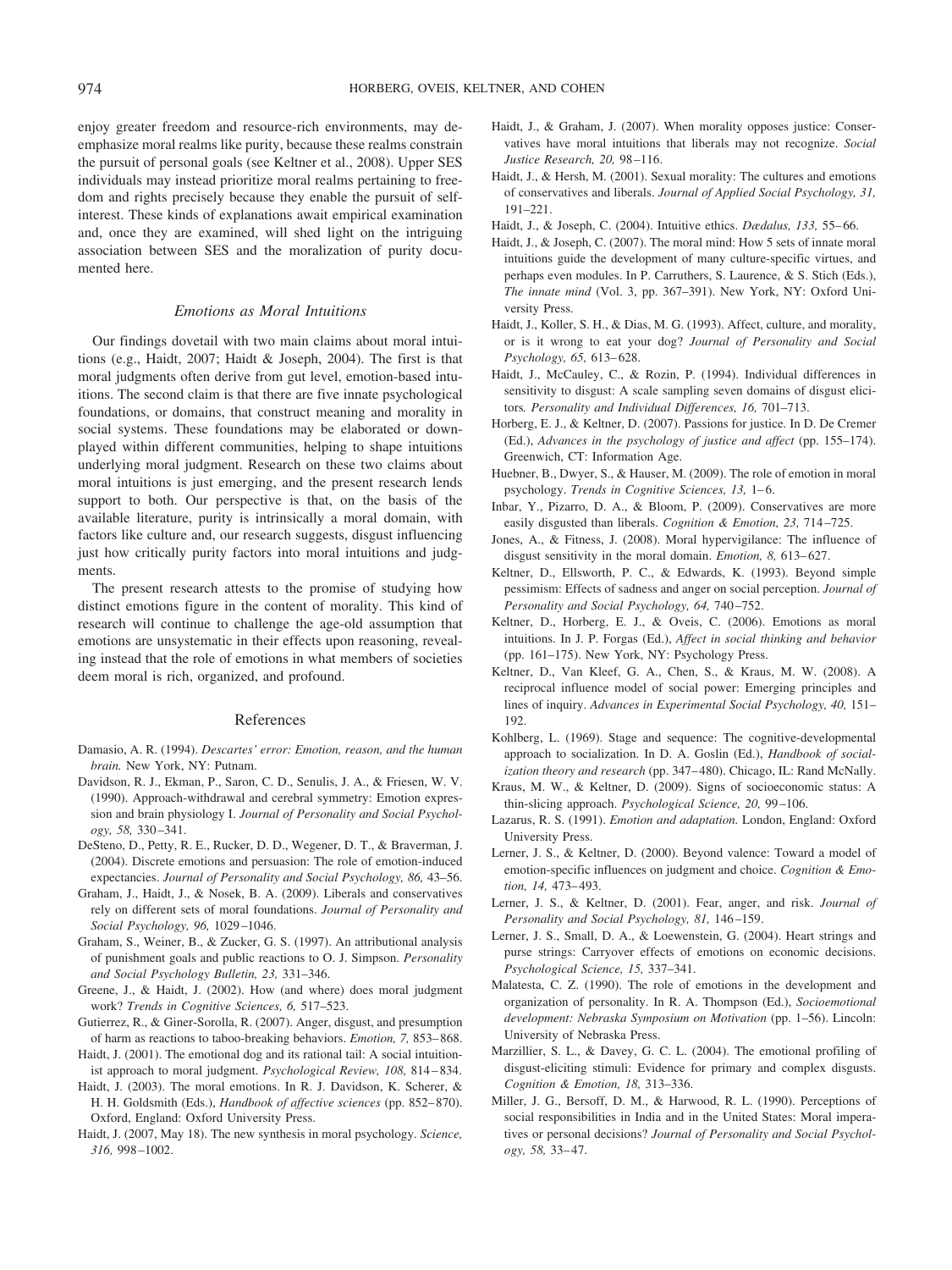enjoy greater freedom and resource-rich environments, may deemphasize moral realms like purity, because these realms constrain the pursuit of personal goals (see Keltner et al., 2008). Upper SES individuals may instead prioritize moral realms pertaining to freedom and rights precisely because they enable the pursuit of self-interest. These kinds of explanations await empirical examination and, once they are examined, will shed light on the intriguing association between SES and the moralization of purity documented here.

### Emotions as Moral Intuitions

Our findings dovetail with two main claims about moral intuitions (e.g., Haidt, 2007; Haidt & Joseph, 2004). The first is that moral judgments often derive from gut level, emotion-based intuitions. The second claim is that there are five innate psychological foundations, or domains, that construct meaning and morality in social systems. These foundations may be elaborated or downplayed within different communities, helping to shape intuitions underlying moral judgment. Research on these two claims about moral intuitions is just emerging, and the present research lends support to both. Our perspective is that, on the basis of the available literature, purity is intrinsically a moral domain, with factors like culture and, our research suggests, disgust influencing just how critically purity factors into moral intuitions and judgments.

The present research attests to the promise of studying how distinct emotions figure in the content of morality. This kind of research will continue to challenge the age-old assumption that emotions are unsystematic in their effects upon reasoning, revealing instead that the role of emotions in what members of societies deem moral is rich, organized, and profound.

## References

Damasio, A. R. (1994). *Descartes' error: Emotion, reason, and the human brain.* New York, NY: Putnam.

Davidson, R. J., Ekman, P., Saron, C. D., Senulis, J. A., & Friesen, W. V. (1990). Approach-withdrawal and cerebral symmetry: Emotion expression and brain physiology I. *Journal of Personality and Social Psychology, 58,* 330–341.

DeSteno, D., Petty, R. E., Rucker, D. D., Wegener, D. T., & Braverman, J. (2004). Discrete emotions and persuasion: The role of emotion-induced expectancies. *Journal of Personality and Social Psychology, 86,* 43–56.

Graham, J., Haidt, J., & Nosek, B. A. (2009). Liberals and conservatives rely on different sets of moral foundations. *Journal of Personality and Social Psychology, 96,* 1029–1046.

Graham, S., Weiner, B., & Zucker, G. S. (1997). An attributional analysis of punishment goals and public reactions to O. J. Simpson. *Personality and Social Psychology Bulletin, 23,* 331–346.

Greene, J., & Haidt, J. (2002). How (and where) does moral judgment work? *Trends in Cognitive Sciences, 6,* 517–523.

Gutierrez, R., & Giner-Sorolla, R. (2007). Anger, disgust, and presumption of harm as reactions to taboo-breaking behaviors. *Emotion, 7,* 853–868.

Haidt, J. (2001). The emotional dog and its rational tail: A social intuitionist approach to moral judgment. *Psychological Review, 108,* 814–834.

Haidt, J. (2003). The moral emotions. In R. J. Davidson, K. Scherer, & H. H. Goldsmith (Eds.), *Handbook of affective sciences* (pp. 852–870). Oxford, England: Oxford University Press.

Haidt, J. (2007, May 18). The new synthesis in moral psychology. *Science, 316,* 998–1002.

Haidt, J., & Graham, J. (2007). When morality opposes justice: Conservatives have moral intuitions that liberals may not recognize. *Social Justice Research, 20,* 98–116.

Haidt, J., & Hersh, M. (2001). Sexual morality: The cultures and emotions of conservatives and liberals. *Journal of Applied Social Psychology, 31,* 191–221.

Haidt, J., & Joseph, C. (2004). Intuitive ethics. *Dædalus, 133,* 55–66.

Haidt, J., & Joseph, C. (2007). The moral mind: How 5 sets of innate moral intuitions guide the development of many culture-specific virtues, and perhaps even modules. In P. Carruthers, S. Laurence, & S. Stich (Eds.), *The innate mind* (Vol. 3, pp. 367–391). New York, NY: Oxford University Press.

Haidt, J., Koller, S. H., & Dias, M. G. (1993). Affect, culture, and morality, or is it wrong to eat your dog? *Journal of Personality and Social Psychology, 65,* 613–628.

Haidt, J., McCauley, C., & Rozin, P. (1994). Individual differences in sensitivity to disgust: A scale sampling seven domains of disgust elicitors. *Personality and Individual Differences, 16,* 701–713.

Horberg, E. J., & Keltner, D. (2007). Passions for justice. In D. De Cremer (Ed.), *Advances in the psychology of justice and affect* (pp. 155–174). Greenwich, CT: Information Age.

Huebner, B., Dwyer, S., & Hauser, M. (2009). The role of emotion in moral psychology. *Trends in Cognitive Sciences, 13,* 1–6.

Inbar, Y., Pizarro, D. A., & Bloom, P. (2009). Conservatives are more easily disgusted than liberals. *Cognition & Emotion, 23,* 714–725.

Jones, A., & Fitness, J. (2008). Moral hypervigilance: The influence of disgust sensitivity in the moral domain. *Emotion, 8,* 613–627.

Keltner, D., Ellsworth, P. C., & Edwards, K. (1993). Beyond simple pessimism: Effects of sadness and anger on social perception. *Journal of Personality and Social Psychology, 64,* 740–752.

Keltner, D., Horberg, E. J., & Oveis, C. (2006). Emotions as moral intuitions. In J. P. Forgas (Ed.), *Affect in social thinking and behavior* (pp. 161–175). New York, NY: Psychology Press.

Keltner, D., Van Kleef, G. A., Chen, S., & Kraus, M. W. (2008). A reciprocal influence model of social power: Emerging principles and lines of inquiry. *Advances in Experimental Social Psychology, 40,* 151–192.

Kohlberg, L. (1969). Stage and sequence: The cognitive-developmental approach to socialization. In D. A. Goslin (Ed.), *Handbook of socialization theory and research* (pp. 347–480). Chicago, IL: Rand McNally.

Kraus, M. W., & Keltner, D. (2009). Signs of socioeconomic status: A thin-slicing approach. *Psychological Science, 20,* 99–106.

Lazarus, R. S. (1991). *Emotion and adaptation.* London, England: Oxford University Press.

Lerner, J. S., & Keltner, D. (2000). Beyond valence: Toward a model of emotion-specific influences on judgment and choice. *Cognition & Emotion, 14,* 473–493.

Lerner, J. S., & Keltner, D. (2001). Fear, anger, and risk. *Journal of Personality and Social Psychology, 81,* 146–159.

Lerner, J. S., Small, D. A., & Loewenstein, G. (2004). Heart strings and purse strings: Carryover effects of emotions on economic decisions. *Psychological Science, 15,* 337–341.

Malatesta, C. Z. (1990). The role of emotions in the development and organization of personality. In R. A. Thompson (Ed.), *Socioemotional development: Nebraska Symposium on Motivation* (pp. 1–56). Lincoln: University of Nebraska Press.

Marzillier, S. L., & Davey, G. C. L. (2004). The emotional profiling of disgust-eliciting stimuli: Evidence for primary and complex disgusts. *Cognition & Emotion, 18,* 313–336.

Miller, J. G., Bersoff, D. M., & Harwood, R. L. (1990). Perceptions of social responsibilities in India and in the United States: Moral imperatives or personal decisions? *Journal of Personality and Social Psychology, 58,* 33–47.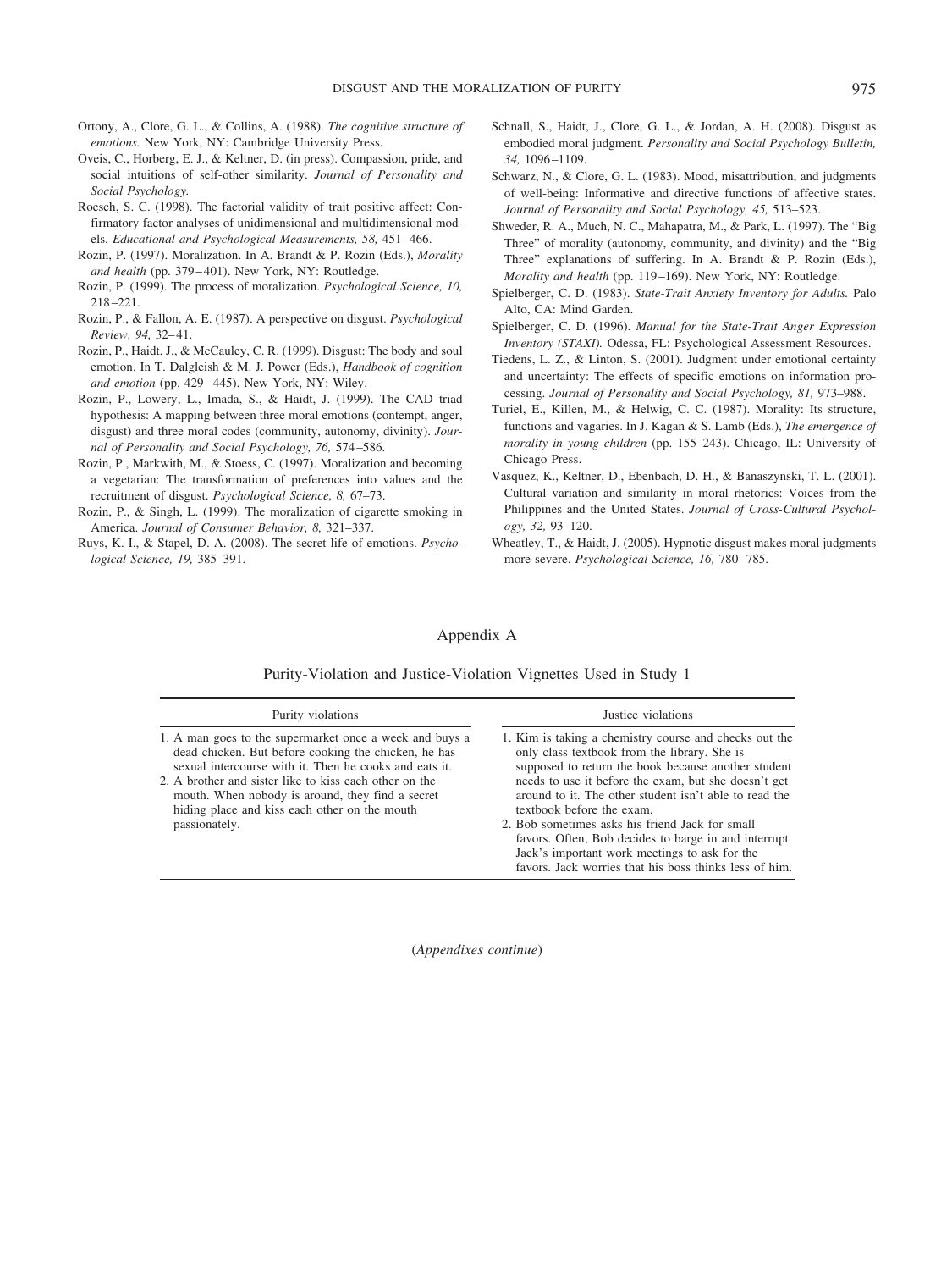Ortony, A., Clore, G. L., & Collins, A. (1988). *The cognitive structure of emotions.* New York, NY: Cambridge University Press.

Oveis, C., Horberg, E. J., & Keltner, D. (in press). Compassion, pride, and social intuitions of self-other similarity. *Journal of Personality and Social Psychology.*

Roesch, S. C. (1998). The factorial validity of trait positive affect: Confirmatory factor analyses of unidimensional and multidimensional models. *Educational and Psychological Measurements, 58,* 451–466.

Rozin, P. (1997). Moralization. In A. Brandt & P. Rozin (Eds.), *Morality and health* (pp. 379–401). New York, NY: Routledge.

Rozin, P. (1999). The process of moralization. *Psychological Science, 10,* 218–221.

Rozin, P., & Fallon, A. E. (1987). A perspective on disgust. *Psychological Review, 94,* 32–41.

Rozin, P., Haidt, J., & McCauley, C. R. (1999). Disgust: The body and soul emotion. In T. Dalgleish & M. J. Power (Eds.), *Handbook of cognition and emotion* (pp. 429–445). New York, NY: Wiley.

Rozin, P., Lowery, L., Imada, S., & Haidt, J. (1999). The CAD triad hypothesis: A mapping between three moral emotions (contempt, anger, disgust) and three moral codes (community, autonomy, divinity). *Journal of Personality and Social Psychology, 76,* 574–586.

Rozin, P., Markwith, M., & Stoess, C. (1997). Moralization and becoming a vegetarian: The transformation of preferences into values and the recruitment of disgust. *Psychological Science, 8,* 67–73.

Rozin, P., & Singh, L. (1999). The moralization of cigarette smoking in America. *Journal of Consumer Behavior, 8,* 321–337.

Ruys, K. I., & Stapel, D. A. (2008). The secret life of emotions. *Psychological Science, 19,* 385–391.

Schnall, S., Haidt, J., Clore, G. L., & Jordan, A. H. (2008). Disgust as embodied moral judgment. *Personality and Social Psychology Bulletin, 34,* 1096–1109.

Schwarz, N., & Clore, G. L. (1983). Mood, misattribution, and judgments of well-being: Informative and directive functions of affective states. *Journal of Personality and Social Psychology, 45,* 513–523.

Shweder, R. A., Much, N. C., Mahapatra, M., & Park, L. (1997). The "Big Three" of morality (autonomy, community, and divinity) and the "Big Three" explanations of suffering. In A. Brandt & P. Rozin (Eds.), *Morality and health* (pp. 119–169). New York, NY: Routledge.

Spielberger, C. D. (1983). *State-Trait Anxiety Inventory for Adults.* Palo Alto, CA: Mind Garden.

Spielberger, C. D. (1996). *Manual for the State-Trait Anger Expression Inventory (STAXI).* Odessa, FL: Psychological Assessment Resources.

Tiedens, L. Z., & Linton, S. (2001). Judgment under emotional certainty and uncertainty: The effects of specific emotions on information processing. *Journal of Personality and Social Psychology, 81,* 973–988.

Turiel, E., Killen, M., & Helwig, C. C. (1987). Morality: Its structure, functions and vagaries. In J. Kagan & S. Lamb (Eds.), *The emergence of morality in young children* (pp. 155–243). Chicago, IL: University of Chicago Press.

Vasquez, K., Keltner, D., Ebenbach, D. H., & Banaszynski, T. L. (2001). Cultural variation and similarity in moral rhetorics: Voices from the Philippines and the United States. *Journal of Cross-Cultural Psychology, 32,* 93–120.

Wheatley, T., & Haidt, J. (2005). Hypnotic disgust makes moral judgments more severe. *Psychological Science, 16,* 780–785.

## Appendix A

### Purity-Violation and Justice-Violation Vignettes Used in Study 1

| Purity violations | Justice violations |
| --- | --- |
| 1. A man goes to the supermarket once a week and buys a dead chicken. But before cooking the chicken, he has sexual intercourse with it. Then he cooks and eats it. | 1. Kim is taking a chemistry course and checks out the only class textbook from the library. She is supposed to return the book because another student needs to use it before the exam, but she doesn't get around to it. The other student isn't able to read the textbook before the exam. |
| 2. A brother and sister like to kiss each other on the mouth. When nobody is around, they find a secret hiding place and kiss each other on the mouth passionately. | 2. Bob sometimes asks his friend Jack for small favors. Often, Bob decides to barge in and interrupt Jack's important work meetings to ask for the favors. Jack worries that his boss thinks less of him. |

(*Appendixes continue*)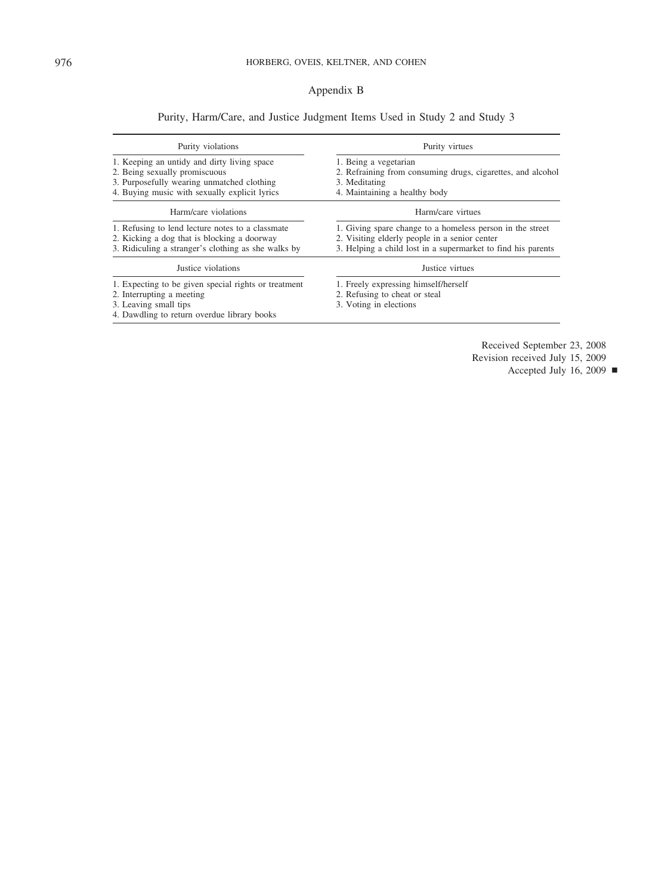## Appendix B

### Purity, Harm/Care, and Justice Judgment Items Used in Study 2 and Study 3

| Purity violations | Purity virtues |
|---|---|
| 1. Keeping an untidy and dirty living space | 1. Being a vegetarian |
| 2. Being sexually promiscuous | 2. Refraining from consuming drugs, cigarettes, and alcohol |
| 3. Purposefully wearing unmatched clothing | 3. Meditating |
| 4. Buying music with sexually explicit lyrics | 4. Maintaining a healthy body |
| **Harm/care violations** | **Harm/care virtues** |
| 1. Refusing to lend lecture notes to a classmate | 1. Giving spare change to a homeless person in the street |
| 2. Kicking a dog that is blocking a doorway | 2. Visiting elderly people in a senior center |
| 3. Ridiculing a stranger's clothing as she walks by | 3. Helping a child lost in a supermarket to find his parents |
| **Justice violations** | **Justice virtues** |
| 1. Expecting to be given special rights or treatment | 1. Freely expressing himself/herself |
| 2. Interrupting a meeting | 2. Refusing to cheat or steal |
| 3. Leaving small tips | 3. Voting in elections |
| 4. Dawdling to return overdue library books | |

Received September 23, 2008
Revision received July 15, 2009
Accepted July 16, 2009 ■